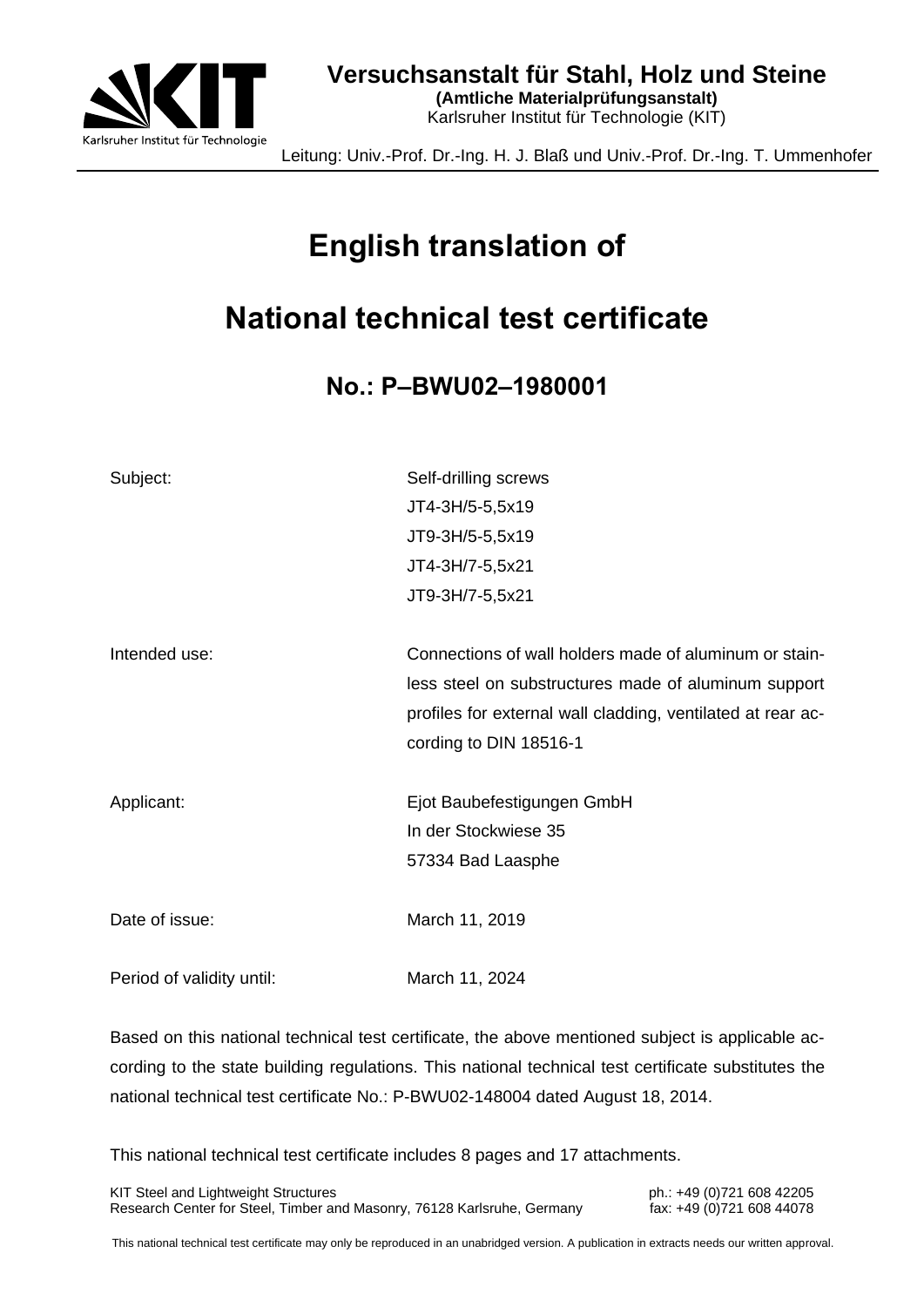**Versuchsanstalt für Stahl, Holz und Steine**
**(Amtliche Materialprüfungsanstalt)**
Karlsruher Institut für Technologie (KIT)

Leitung: Univ.-Prof. Dr.-Ing. H. J. Blaß und Univ.-Prof. Dr.-Ing. T. Ummenhofer

# English translation of

# National technical test certificate

## No.: P–BWU02–1980001

| | |
|---|---|
| Subject: | Self-drilling screws<br>JT4-3H/5-5,5x19<br>JT9-3H/5-5,5x19<br>JT4-3H/7-5,5x21<br>JT9-3H/7-5,5x21 |
| Intended use: | Connections of wall holders made of aluminum or stainless steel on substructures made of aluminum support profiles for external wall cladding, ventilated at rear according to DIN 18516-1 |
| Applicant: | Ejot Baubefestigungen GmbH<br>In der Stockwiese 35<br>57334 Bad Laasphe |
| Date of issue: | March 11, 2019 |
| Period of validity until: | March 11, 2024 |

Based on this national technical test certificate, the above mentioned subject is applicable according to the state building regulations. This national technical test certificate substitutes the national technical test certificate No.: P-BWU02-148004 dated August 18, 2014.

This national technical test certificate includes 8 pages and 17 attachments.

KIT Steel and Lightweight Structures
Research Center for Steel, Timber and Masonry, 76128 Karlsruhe, Germany
ph.: +49 (0)721 608 42205
fax: +49 (0)721 608 44078

This national technical test certificate may only be reproduced in an unabridged version. A publication in extracts needs our written approval.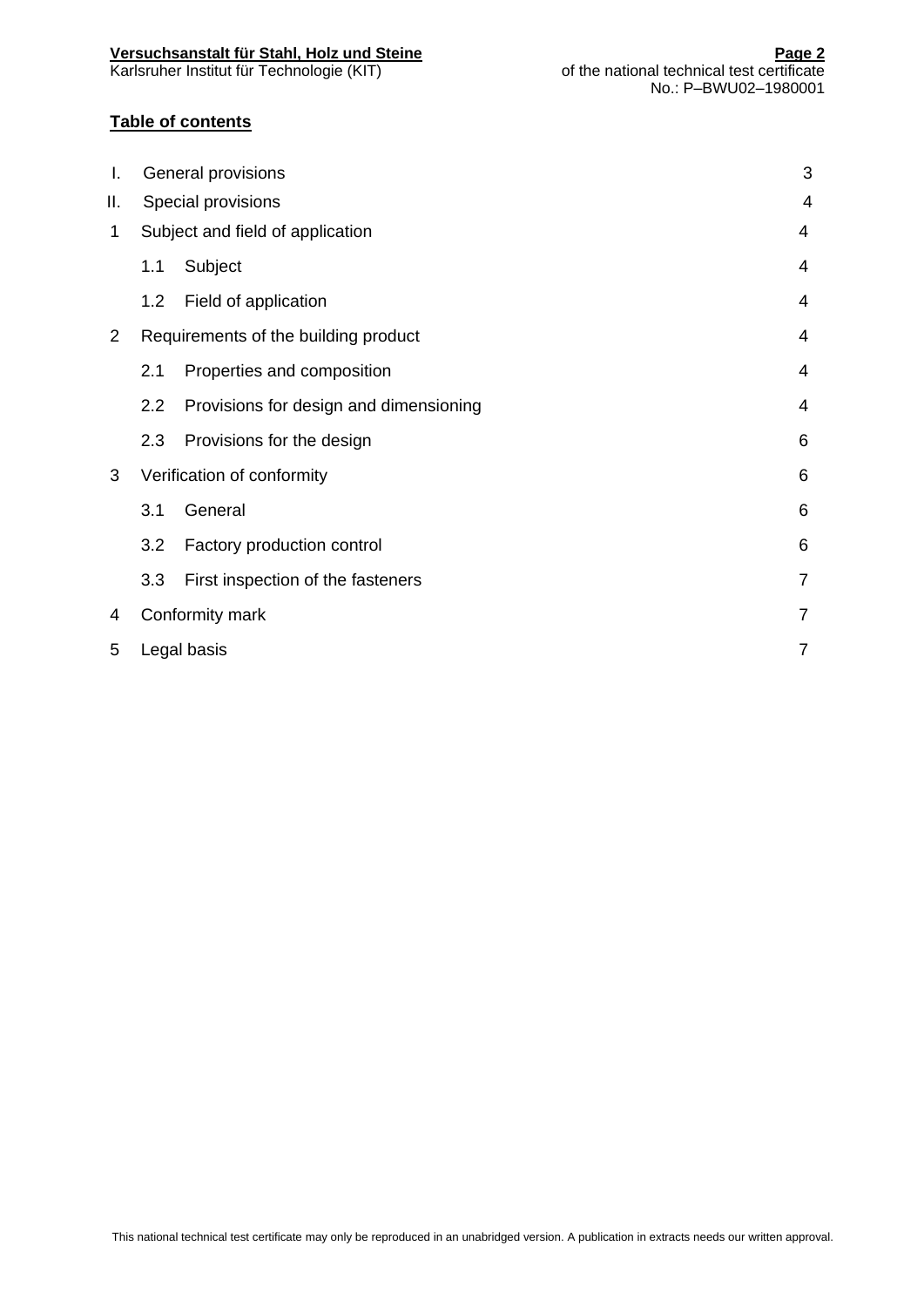**Table of contents**

| | | | |
|---|---|---|---|
| I. | General provisions | | 3 |
| II. | Special provisions | | 4 |
| 1 | Subject and field of application | | 4 |
| | 1.1 | Subject | 4 |
| | 1.2 | Field of application | 4 |
| 2 | Requirements of the building product | | 4 |
| | 2.1 | Properties and composition | 4 |
| | 2.2 | Provisions for design and dimensioning | 4 |
| | 2.3 | Provisions for the design | 6 |
| 3 | Verification of conformity | | 6 |
| | 3.1 | General | 6 |
| | 3.2 | Factory production control | 6 |
| | 3.3 | First inspection of the fasteners | 7 |
| 4 | Conformity mark | | 7 |
| 5 | Legal basis | | 7 |

This national technical test certificate may only be reproduced in an unabridged version. A publication in extracts needs our written approval.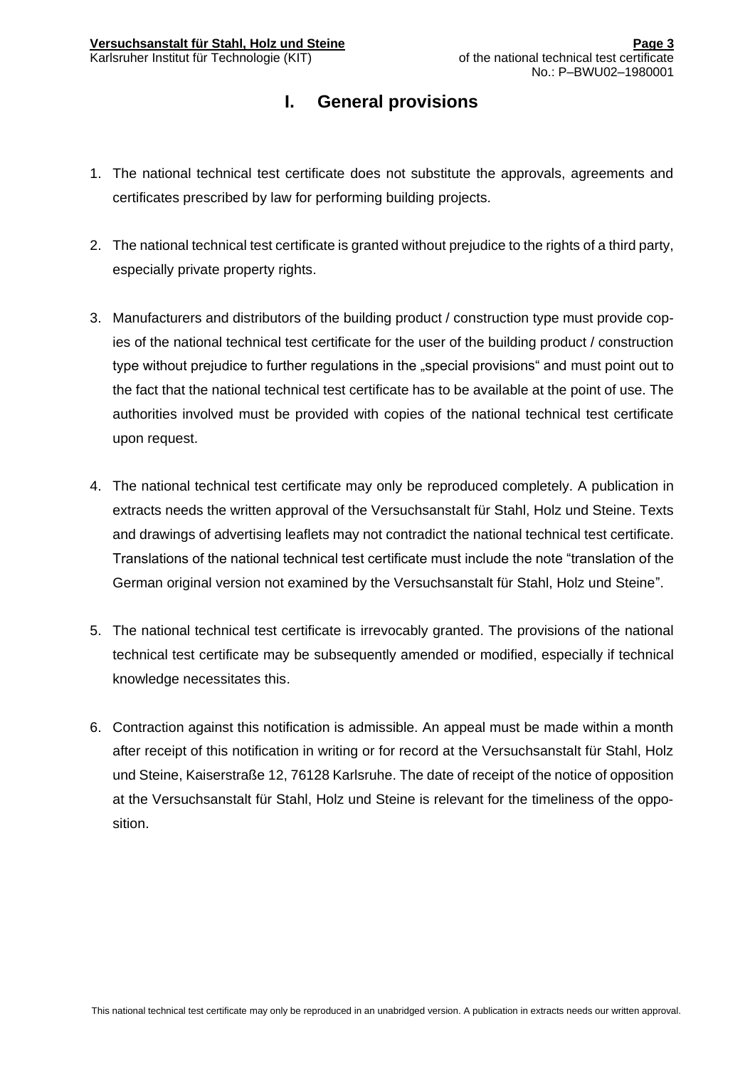# I. General provisions

1. The national technical test certificate does not substitute the approvals, agreements and certificates prescribed by law for performing building projects.

2. The national technical test certificate is granted without prejudice to the rights of a third party, especially private property rights.

3. Manufacturers and distributors of the building product / construction type must provide copies of the national technical test certificate for the user of the building product / construction type without prejudice to further regulations in the „special provisions" and must point out to the fact that the national technical test certificate has to be available at the point of use. The authorities involved must be provided with copies of the national technical test certificate upon request.

4. The national technical test certificate may only be reproduced completely. A publication in extracts needs the written approval of the Versuchsanstalt für Stahl, Holz und Steine. Texts and drawings of advertising leaflets may not contradict the national technical test certificate. Translations of the national technical test certificate must include the note "translation of the German original version not examined by the Versuchsanstalt für Stahl, Holz und Steine".

5. The national technical test certificate is irrevocably granted. The provisions of the national technical test certificate may be subsequently amended or modified, especially if technical knowledge necessitates this.

6. Contraction against this notification is admissible. An appeal must be made within a month after receipt of this notification in writing or for record at the Versuchsanstalt für Stahl, Holz und Steine, Kaiserstraße 12, 76128 Karlsruhe. The date of receipt of the notice of opposition at the Versuchsanstalt für Stahl, Holz und Steine is relevant for the timeliness of the opposition.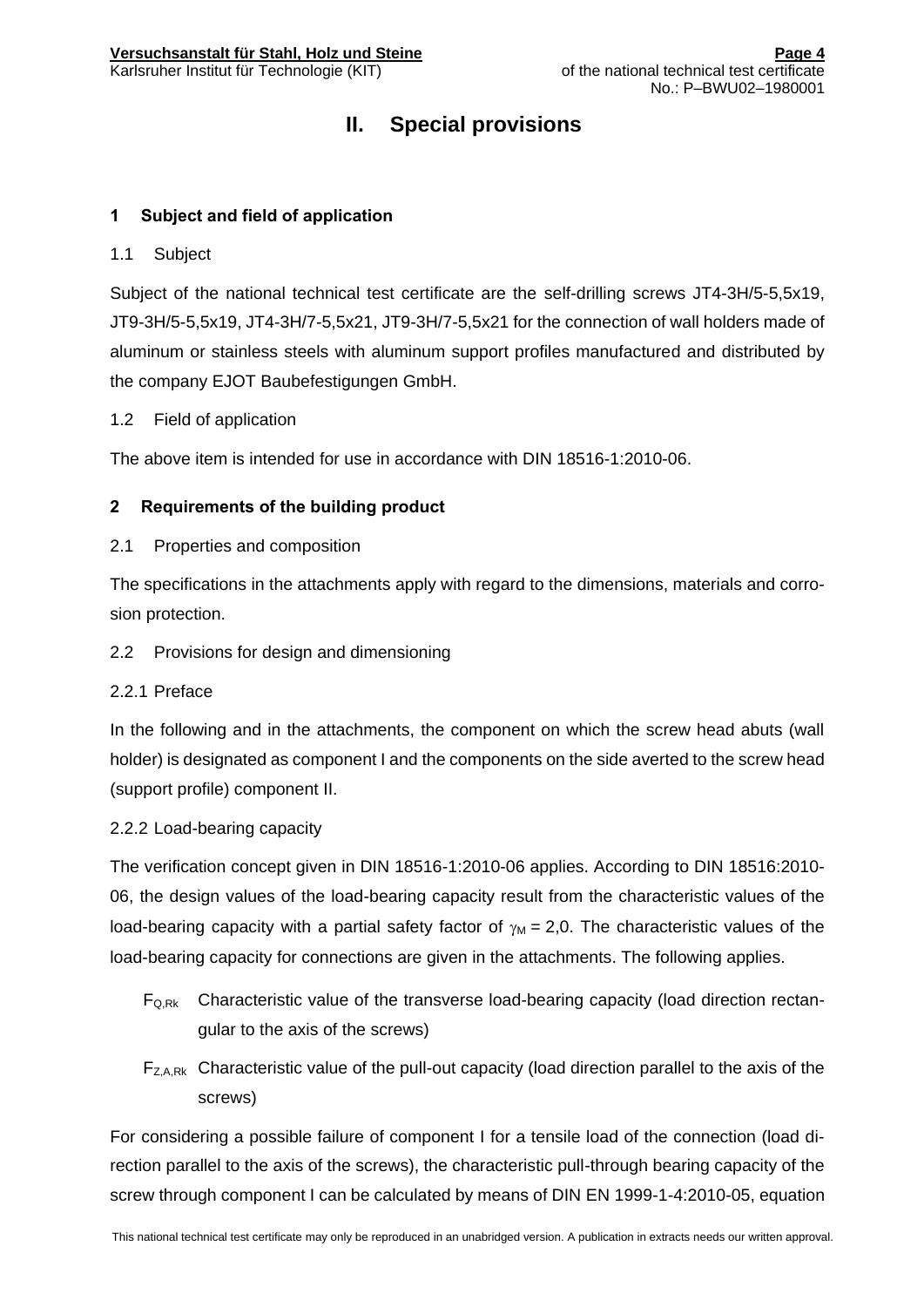# II. Special provisions

## 1 Subject and field of application

### 1.1 Subject

Subject of the national technical test certificate are the self-drilling screws JT4-3H/5-5,5x19, JT9-3H/5-5,5x19, JT4-3H/7-5,5x21, JT9-3H/7-5,5x21 for the connection of wall holders made of aluminum or stainless steels with aluminum support profiles manufactured and distributed by the company EJOT Baubefestigungen GmbH.

### 1.2 Field of application

The above item is intended for use in accordance with DIN 18516-1:2010-06.

## 2 Requirements of the building product

### 2.1 Properties and composition

The specifications in the attachments apply with regard to the dimensions, materials and corrosion protection.

### 2.2 Provisions for design and dimensioning

#### 2.2.1 Preface

In the following and in the attachments, the component on which the screw head abuts (wall holder) is designated as component I and the components on the side averted to the screw head (support profile) component II.

#### 2.2.2 Load-bearing capacity

The verification concept given in DIN 18516-1:2010-06 applies. According to DIN 18516:2010-06, the design values of the load-bearing capacity result from the characteristic values of the load-bearing capacity with a partial safety factor of $\gamma_M$ = 2,0. The characteristic values of the load-bearing capacity for connections are given in the attachments. The following applies.

- $F_{Q,Rk}$ Characteristic value of the transverse load-bearing capacity (load direction rectangular to the axis of the screws)
- $F_{Z,A,Rk}$ Characteristic value of the pull-out capacity (load direction parallel to the axis of the screws)

For considering a possible failure of component I for a tensile load of the connection (load direction parallel to the axis of the screws), the characteristic pull-through bearing capacity of the screw through component I can be calculated by means of DIN EN 1999-1-4:2010-05, equation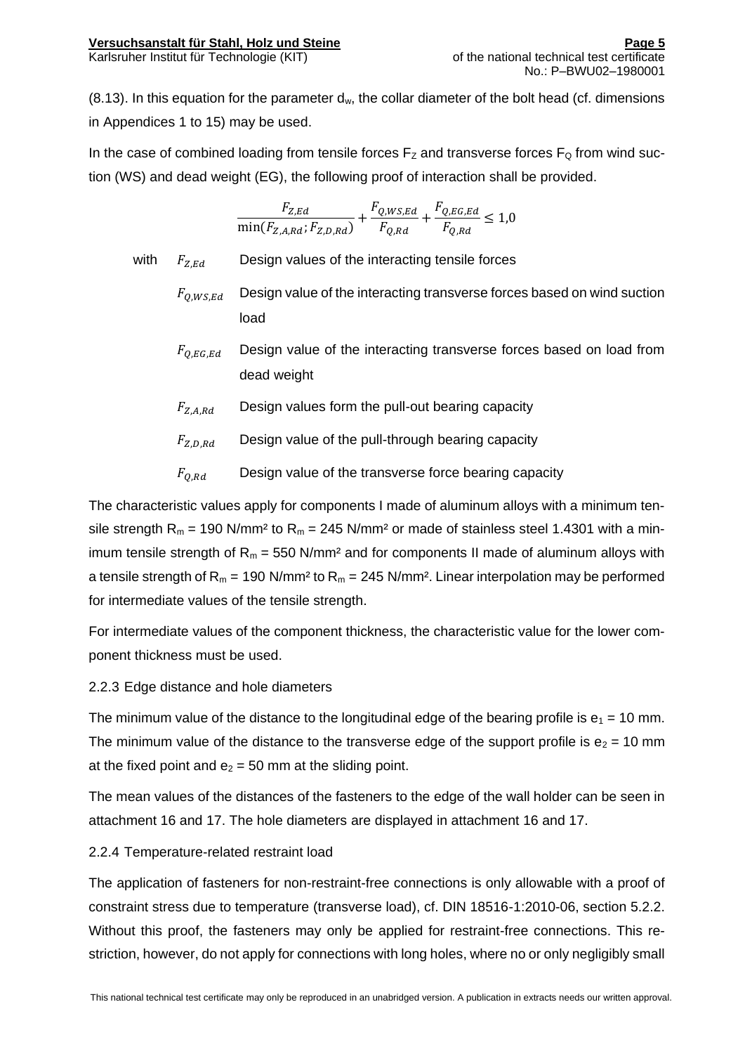(8.13). In this equation for the parameter $d_w$, the collar diameter of the bolt head (cf. dimensions in Appendices 1 to 15) may be used.

In the case of combined loading from tensile forces $F_Z$ and transverse forces $F_Q$ from wind suction (WS) and dead weight (EG), the following proof of interaction shall be provided.

$$\frac{F_{Z,Ed}}{\min(F_{Z,A,Rd}; F_{Z,D,Rd})} + \frac{F_{Q,WS,Ed}}{F_{Q,Rd}} + \frac{F_{Q,EG,Ed}}{F_{Q,Rd}} \leq 1{,}0$$

with

- $F_{Z,Ed}$ Design values of the interacting tensile forces
- $F_{Q,WS,Ed}$ Design value of the interacting transverse forces based on wind suction load
- $F_{Q,EG,Ed}$ Design value of the interacting transverse forces based on load from dead weight
- $F_{Z,A,Rd}$ Design values form the pull-out bearing capacity
- $F_{Z,D,Rd}$ Design value of the pull-through bearing capacity
- $F_{Q,Rd}$ Design value of the transverse force bearing capacity

The characteristic values apply for components I made of aluminum alloys with a minimum tensile strength $R_m$ = 190 N/mm² to $R_m$ = 245 N/mm² or made of stainless steel 1.4301 with a minimum tensile strength of $R_m$ = 550 N/mm² and for components II made of aluminum alloys with a tensile strength of $R_m$ = 190 N/mm² to $R_m$ = 245 N/mm². Linear interpolation may be performed for intermediate values of the tensile strength.

For intermediate values of the component thickness, the characteristic value for the lower component thickness must be used.

### 2.2.3 Edge distance and hole diameters

The minimum value of the distance to the longitudinal edge of the bearing profile is $e_1$ = 10 mm. The minimum value of the distance to the transverse edge of the support profile is $e_2$ = 10 mm at the fixed point and $e_2$ = 50 mm at the sliding point.

The mean values of the distances of the fasteners to the edge of the wall holder can be seen in attachment 16 and 17. The hole diameters are displayed in attachment 16 and 17.

### 2.2.4 Temperature-related restraint load

The application of fasteners for non-restraint-free connections is only allowable with a proof of constraint stress due to temperature (transverse load), cf. DIN 18516-1:2010-06, section 5.2.2. Without this proof, the fasteners may only be applied for restraint-free connections. This restriction, however, do not apply for connections with long holes, where no or only negligibly small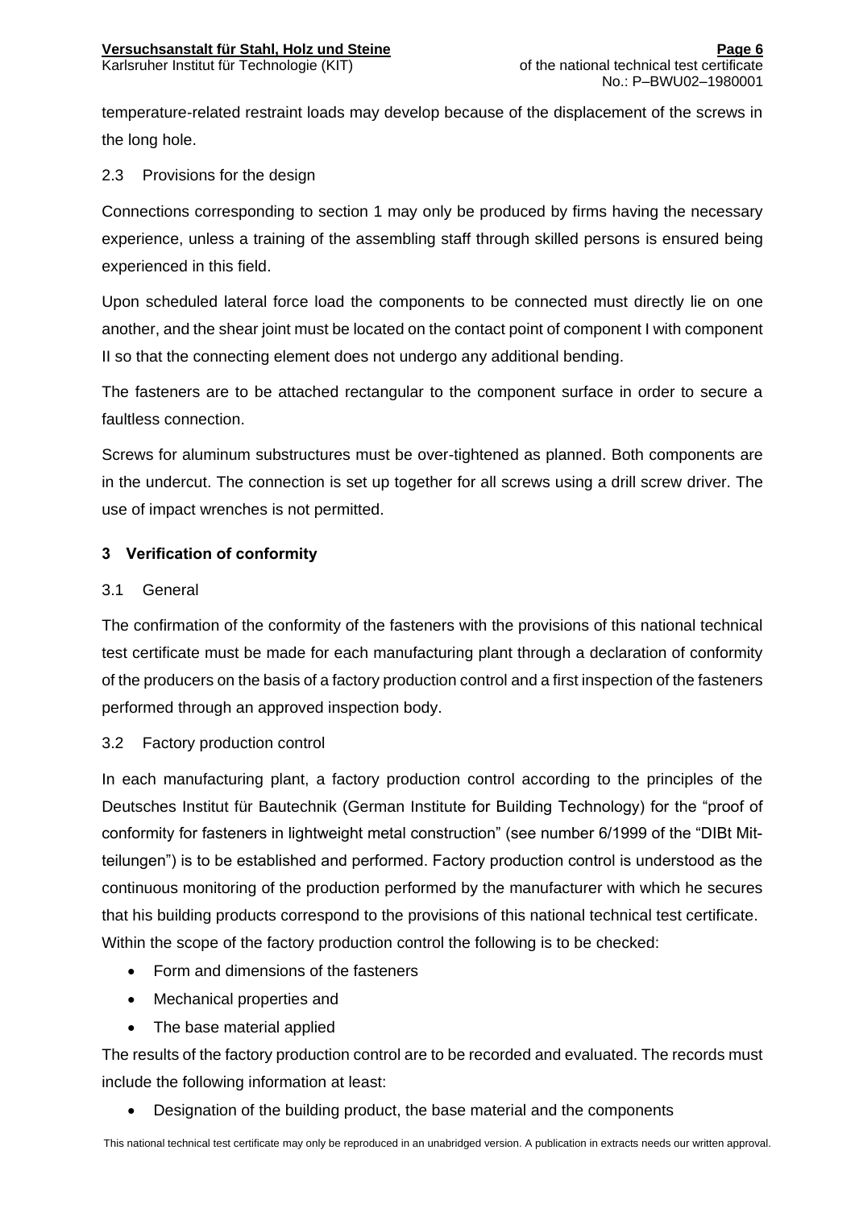temperature-related restraint loads may develop because of the displacement of the screws in the long hole.

2.3 Provisions for the design

Connections corresponding to section 1 may only be produced by firms having the necessary experience, unless a training of the assembling staff through skilled persons is ensured being experienced in this field.

Upon scheduled lateral force load the components to be connected must directly lie on one another, and the shear joint must be located on the contact point of component I with component II so that the connecting element does not undergo any additional bending.

The fasteners are to be attached rectangular to the component surface in order to secure a faultless connection.

Screws for aluminum substructures must be over-tightened as planned. Both components are in the undercut. The connection is set up together for all screws using a drill screw driver. The use of impact wrenches is not permitted.

## 3 Verification of conformity

3.1 General

The confirmation of the conformity of the fasteners with the provisions of this national technical test certificate must be made for each manufacturing plant through a declaration of conformity of the producers on the basis of a factory production control and a first inspection of the fasteners performed through an approved inspection body.

3.2 Factory production control

In each manufacturing plant, a factory production control according to the principles of the Deutsches Institut für Bautechnik (German Institute for Building Technology) for the "proof of conformity for fasteners in lightweight metal construction" (see number 6/1999 of the "DIBt Mit-teilungen") is to be established and performed. Factory production control is understood as the continuous monitoring of the production performed by the manufacturer with which he secures that his building products correspond to the provisions of this national technical test certificate. Within the scope of the factory production control the following is to be checked:

- Form and dimensions of the fasteners
- Mechanical properties and
- The base material applied

The results of the factory production control are to be recorded and evaluated. The records must include the following information at least:

- Designation of the building product, the base material and the components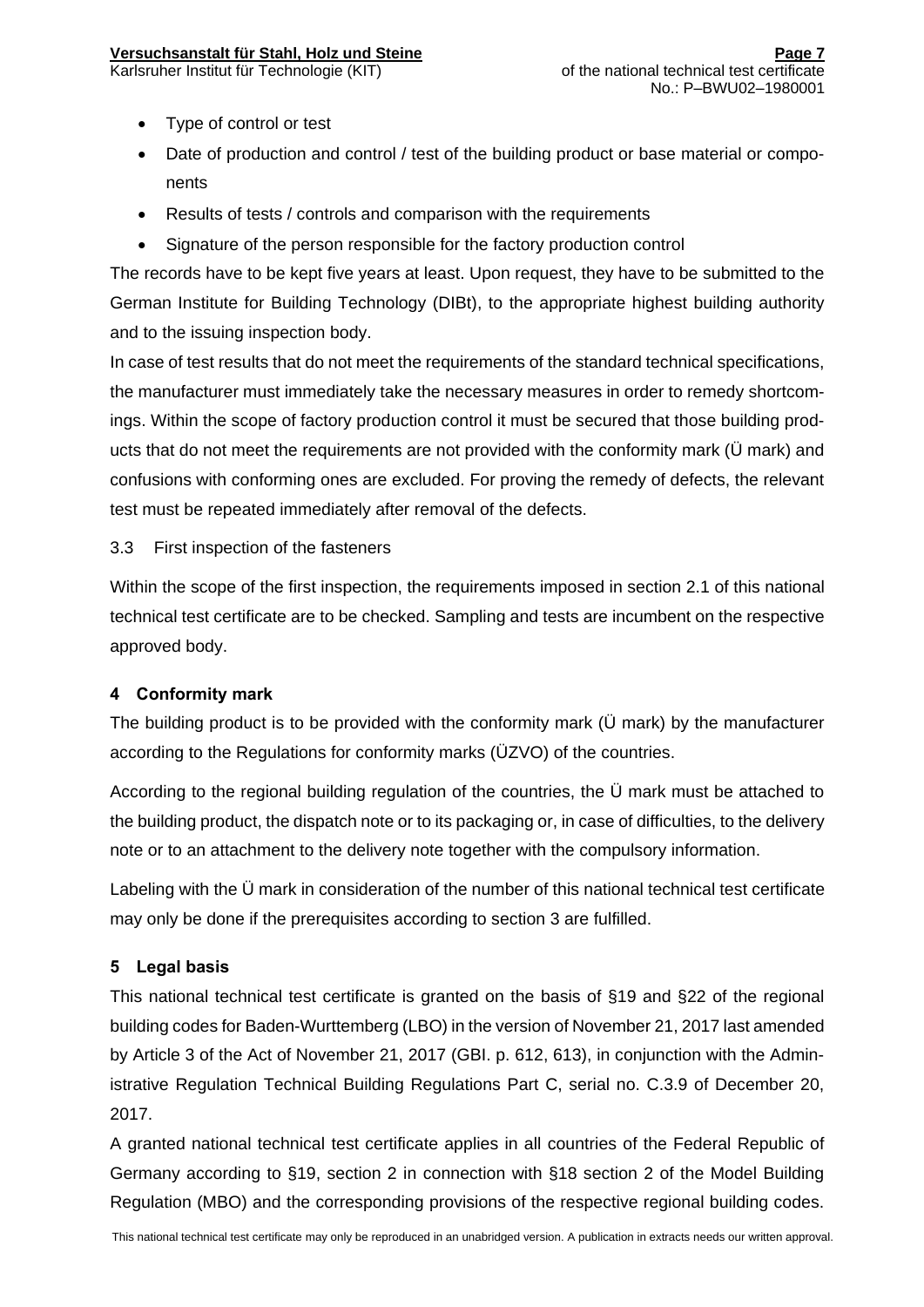- Type of control or test
- Date of production and control / test of the building product or base material or components
- Results of tests / controls and comparison with the requirements
- Signature of the person responsible for the factory production control

The records have to be kept five years at least. Upon request, they have to be submitted to the German Institute for Building Technology (DIBt), to the appropriate highest building authority and to the issuing inspection body.

In case of test results that do not meet the requirements of the standard technical specifications, the manufacturer must immediately take the necessary measures in order to remedy shortcomings. Within the scope of factory production control it must be secured that those building products that do not meet the requirements are not provided with the conformity mark (Ü mark) and confusions with conforming ones are excluded. For proving the remedy of defects, the relevant test must be repeated immediately after removal of the defects.

### 3.3 First inspection of the fasteners

Within the scope of the first inspection, the requirements imposed in section 2.1 of this national technical test certificate are to be checked. Sampling and tests are incumbent on the respective approved body.

## 4 Conformity mark

The building product is to be provided with the conformity mark (Ü mark) by the manufacturer according to the Regulations for conformity marks (ÜZVO) of the countries.

According to the regional building regulation of the countries, the Ü mark must be attached to the building product, the dispatch note or to its packaging or, in case of difficulties, to the delivery note or to an attachment to the delivery note together with the compulsory information.

Labeling with the Ü mark in consideration of the number of this national technical test certificate may only be done if the prerequisites according to section 3 are fulfilled.

## 5 Legal basis

This national technical test certificate is granted on the basis of §19 and §22 of the regional building codes for Baden-Wurttemberg (LBO) in the version of November 21, 2017 last amended by Article 3 of the Act of November 21, 2017 (GBI. p. 612, 613), in conjunction with the Administrative Regulation Technical Building Regulations Part C, serial no. C.3.9 of December 20, 2017.

A granted national technical test certificate applies in all countries of the Federal Republic of Germany according to §19, section 2 in connection with §18 section 2 of the Model Building Regulation (MBO) and the corresponding provisions of the respective regional building codes.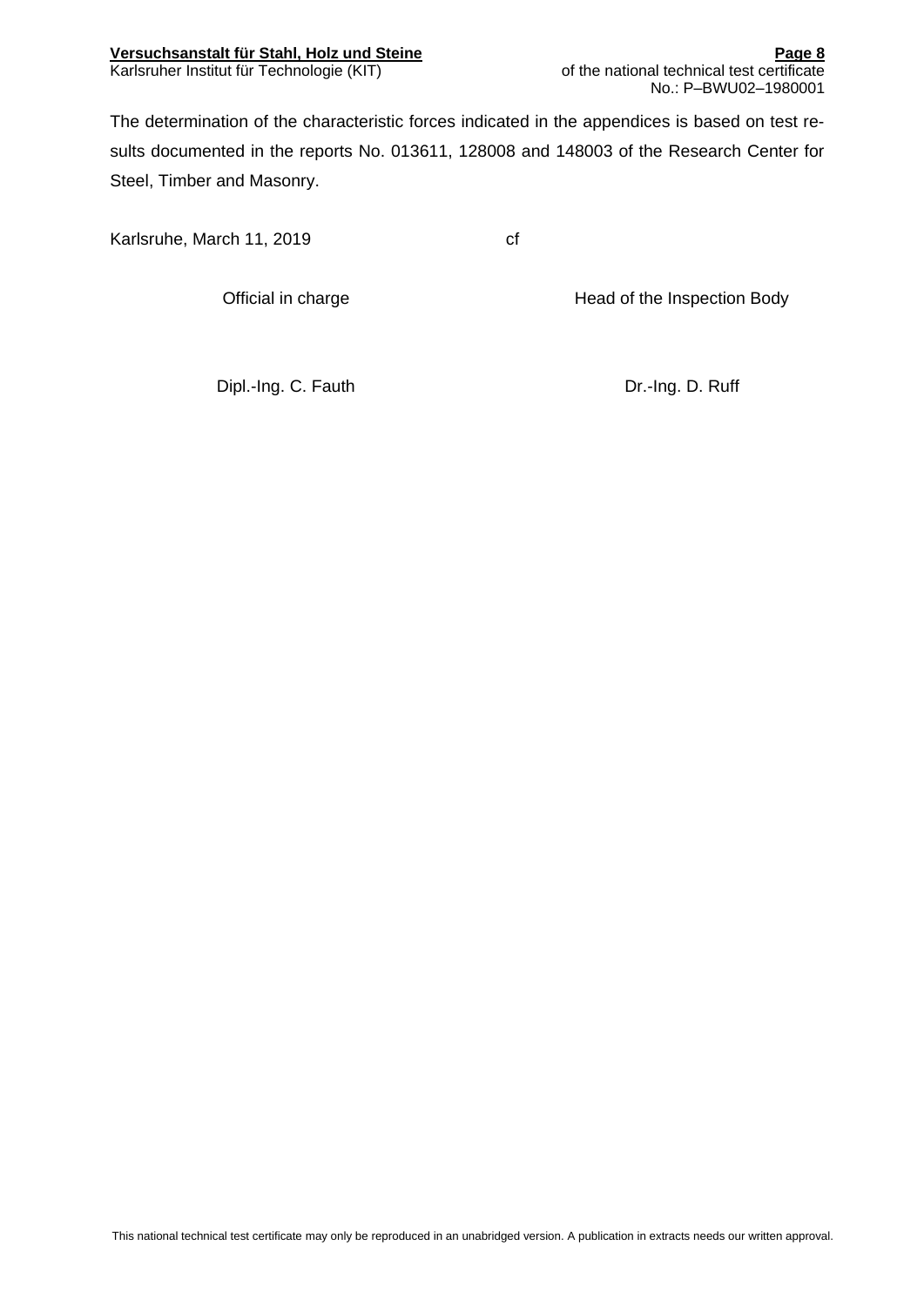The determination of the characteristic forces indicated in the appendices is based on test results documented in the reports No. 013611, 128008 and 148003 of the Research Center for Steel, Timber and Masonry.

Karlsruhe, March 11, 2019 cf

| Official in charge | Head of the Inspection Body |
|---|---|
| Dipl.-Ing. C. Fauth | Dr.-Ing. D. Ruff |

This national technical test certificate may only be reproduced in an unabridged version. A publication in extracts needs our written approval.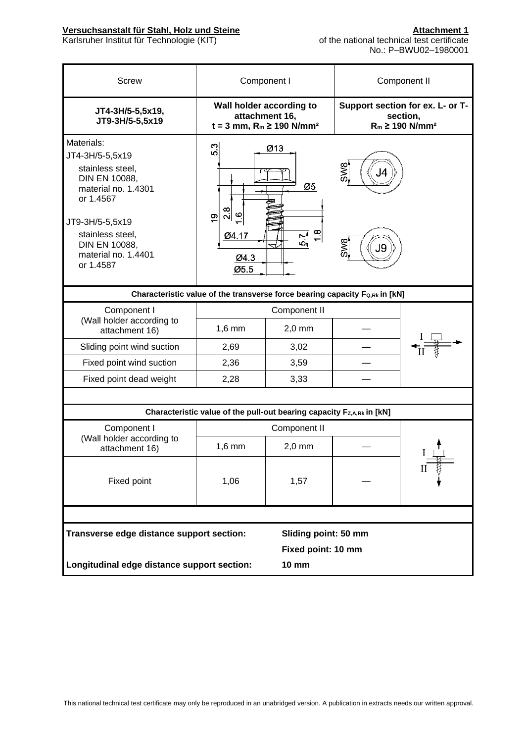**Versuchsanstalt für Stahl, Holz und Steine**
Karlsruher Institut für Technologie (KIT)

**Attachment 1**
of the national technical test certificate
No.: P–BWU02–1980001

| Screw | Component I | Component II |
|---|---|---|
| **JT4-3H/5-5,5x19, JT9-3H/5-5,5x19** | **Wall holder according to attachment 16, t = 3 mm, $R_m \geq 190$ N/mm²** | **Support section for ex. L- or T-section, $R_m \geq 190$ N/mm²** |
| Materials:<br>JT4-3H/5-5,5x19<br>stainless steel, DIN EN 10088, material no. 1.4301 or 1.4567<br><br>JT9-3H/5-5,5x19<br>stainless steel, DIN EN 10088, material no. 1.4401 or 1.4587 | 5.3, Ø13, Ø5, 19, 2.8, 1.6, Ø4.17, 5.7, 1.8, Ø4.3, Ø5.5 | SW8 J4<br>SW8 J9 |

**Characteristic value of the transverse force bearing capacity $F_{Q,Rk}$ in [kN]**

| Component I (Wall holder according to attachment 16) | Component II | | | |
|---|---|---|---|---|
| | 1,6 mm | 2,0 mm | — | |
| Sliding point wind suction | 2,69 | 3,02 | — | |
| Fixed point wind suction | 2,36 | 3,59 | — | |
| Fixed point dead weight | 2,28 | 3,33 | — | |

**Characteristic value of the pull-out bearing capacity $F_{Z,A,Rk}$ in [kN]**

| Component I (Wall holder according to attachment 16) | Component II | | | |
|---|---|---|---|---|
| | 1,6 mm | 2,0 mm | — | |
| Fixed point | 1,06 | 1,57 | — | |

**Transverse edge distance support section:** **Sliding point: 50 mm**
**Fixed point: 10 mm**

**Longitudinal edge distance support section:** **10 mm**

This national technical test certificate may only be reproduced in an unabridged version. A publication in extracts needs our written approval.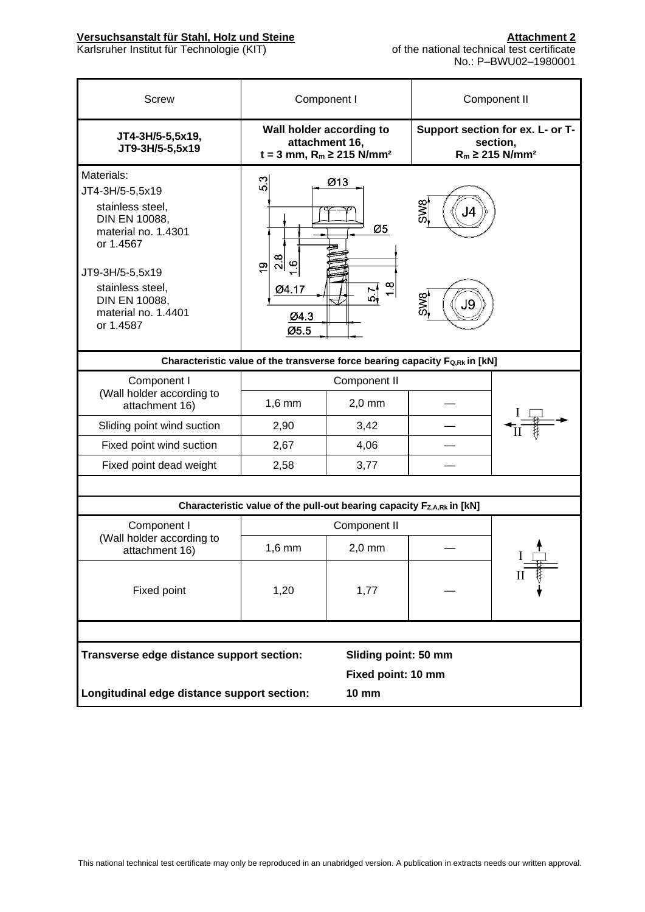**Versuchsanstalt für Stahl, Holz und Steine**
Karlsruher Institut für Technologie (KIT)

**Attachment 2**
of the national technical test certificate
No.: P–BWU02–1980001

| Screw | Component I | Component II |
|---|---|---|
| **JT4-3H/5-5,5x19, JT9-3H/5-5,5x19** | **Wall holder according to attachment 16, t = 3 mm, $R_m \geq 215$ N/mm²** | **Support section for ex. L- or T-section, $R_m \geq 215$ N/mm²** |
| Materials: JT4-3H/5-5,5x19 stainless steel, DIN EN 10088, material no. 1.4301 or 1.4567; JT9-3H/5-5,5x19 stainless steel, DIN EN 10088, material no. 1.4401 or 1.4587 | 5.3, Ø13, Ø5, 19, 2.8, 1.6, Ø4.17, 5.7, 1.8, Ø4.3, Ø5.5 | SW8 J4; SW8 J9 |

**Characteristic value of the transverse force bearing capacity $F_{Q,Rk}$ in [kN]**

| Component I (Wall holder according to attachment 16) | Component II | | |
|---|---|---|---|
| | 1,6 mm | 2,0 mm | — |
| Sliding point wind suction | 2,90 | 3,42 | — |
| Fixed point wind suction | 2,67 | 4,06 | — |
| Fixed point dead weight | 2,58 | 3,77 | — |

**Characteristic value of the pull-out bearing capacity $F_{Z,A,Rk}$ in [kN]**

| Component I (Wall holder according to attachment 16) | Component II | | |
|---|---|---|---|
| | 1,6 mm | 2,0 mm | — |
| Fixed point | 1,20 | 1,77 | — |

**Transverse edge distance support section:** **Sliding point: 50 mm**
**Fixed point: 10 mm**

**Longitudinal edge distance support section:** **10 mm**

This national technical test certificate may only be reproduced in an unabridged version. A publication in extracts needs our written approval.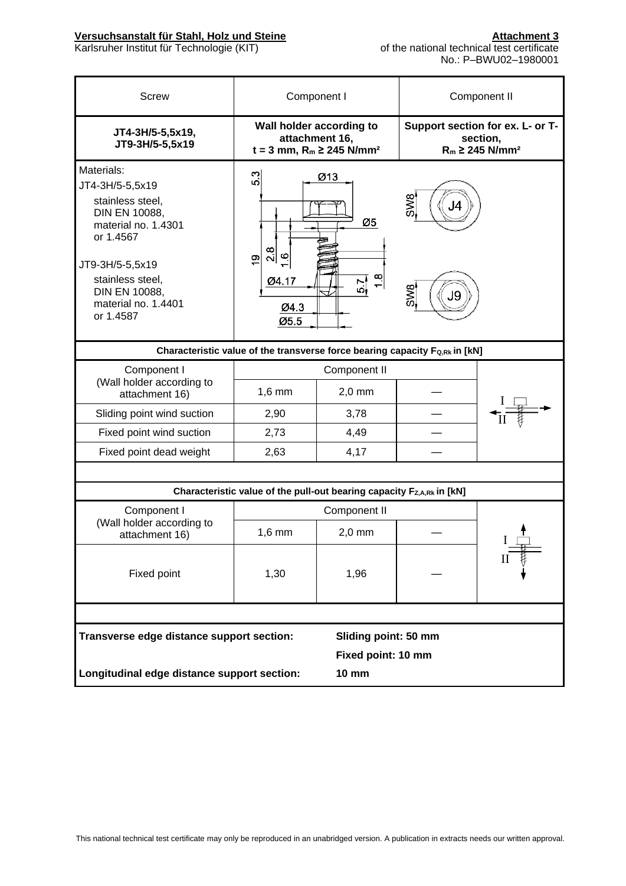**Versuchsanstalt für Stahl, Holz und Steine**
Karlsruher Institut für Technologie (KIT)

**Attachment 3**
of the national technical test certificate
No.: P–BWU02–1980001

| Screw | Component I | Component II |
|---|---|---|
| **JT4-3H/5-5,5x19, JT9-3H/5-5,5x19** | **Wall holder according to attachment 16, t = 3 mm, $R_m$ ≥ 245 N/mm²** | **Support section for ex. L- or T-section, $R_m$ ≥ 245 N/mm²** |
| Materials:<br>JT4-3H/5-5,5x19<br>stainless steel, DIN EN 10088, material no. 1.4301 or 1.4567<br><br>JT9-3H/5-5,5x19<br>stainless steel, DIN EN 10088, material no. 1.4401 or 1.4587 | 5.3, Ø13, Ø5, 19, 2.8, 1.6, Ø4.17, 5.7, 1.8, Ø4.3, Ø5.5 | SW8 J4<br>SW8 J9 |

**Characteristic value of the transverse force bearing capacity $F_{Q,Rk}$ in [kN]**

| Component I (Wall holder according to attachment 16) | Component II | | |
|---|---|---|---|
| | 1,6 mm | 2,0 mm | — |
| Sliding point wind suction | 2,90 | 3,78 | — |
| Fixed point wind suction | 2,73 | 4,49 | — |
| Fixed point dead weight | 2,63 | 4,17 | — |

**Characteristic value of the pull-out bearing capacity $F_{Z,A,Rk}$ in [kN]**

| Component I (Wall holder according to attachment 16) | Component II | | |
|---|---|---|---|
| | 1,6 mm | 2,0 mm | — |
| Fixed point | 1,30 | 1,96 | — |

**Transverse edge distance support section:** **Sliding point: 50 mm**
**Fixed point: 10 mm**

**Longitudinal edge distance support section:** **10 mm**

This national technical test certificate may only be reproduced in an unabridged version. A publication in extracts needs our written approval.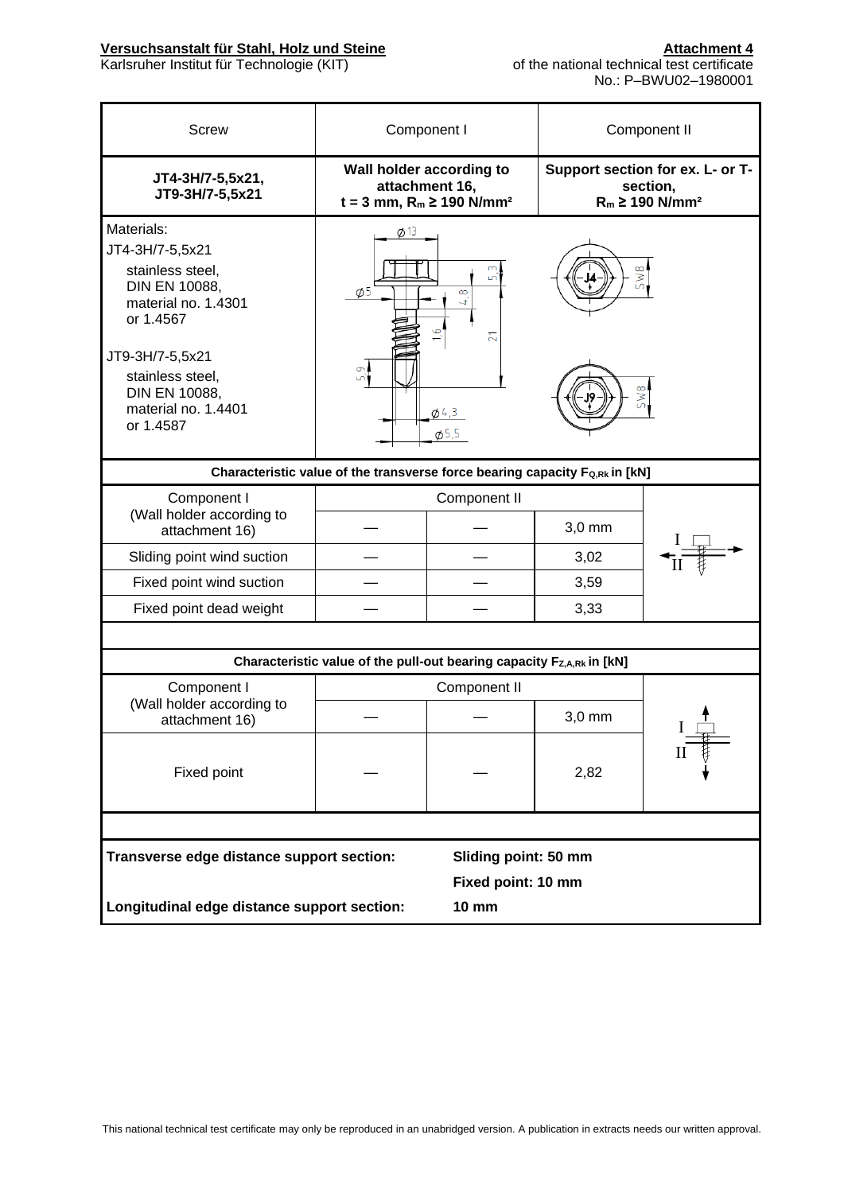**Versuchsanstalt für Stahl, Holz und Steine**
Karlsruher Institut für Technologie (KIT)

**Attachment 4**
of the national technical test certificate
No.: P–BWU02–1980001

| Screw | Component I | Component II |
|---|---|---|
| **JT4-3H/7-5,5x21, JT9-3H/7-5,5x21** | **Wall holder according to attachment 16, t = 3 mm, $R_m$ ≥ 190 N/mm²** | **Support section for ex. L- or T-section, $R_m$ ≥ 190 N/mm²** |
| Materials:<br>JT4-3H/7-5,5x21<br>stainless steel, DIN EN 10088, material no. 1.4301 or 1.4567<br><br>JT9-3H/7-5,5x21<br>stainless steel, DIN EN 10088, material no. 1.4401 or 1.4587 | Ø13, Ø5, 5,3, 4,8, 1,6, 21, 5,9, Ø4,3, Ø5,5 | J4, SW8<br>J9, SW8 |

**Characteristic value of the transverse force bearing capacity $F_{Q,Rk}$ in [kN]**

| Component I (Wall holder according to attachment 16) | Component II | | | |
|---|---|---|---|---|
| | — | — | 3,0 mm | |
| Sliding point wind suction | — | — | 3,02 | |
| Fixed point wind suction | — | — | 3,59 | |
| Fixed point dead weight | — | — | 3,33 | |

**Characteristic value of the pull-out bearing capacity $F_{Z,A,Rk}$ in [kN]**

| Component I (Wall holder according to attachment 16) | Component II | | | |
|---|---|---|---|---|
| | — | — | 3,0 mm | |
| Fixed point | — | — | 2,82 | |

**Transverse edge distance support section:** **Sliding point: 50 mm**
**Fixed point: 10 mm**

**Longitudinal edge distance support section:** **10 mm**

This national technical test certificate may only be reproduced in an unabridged version. A publication in extracts needs our written approval.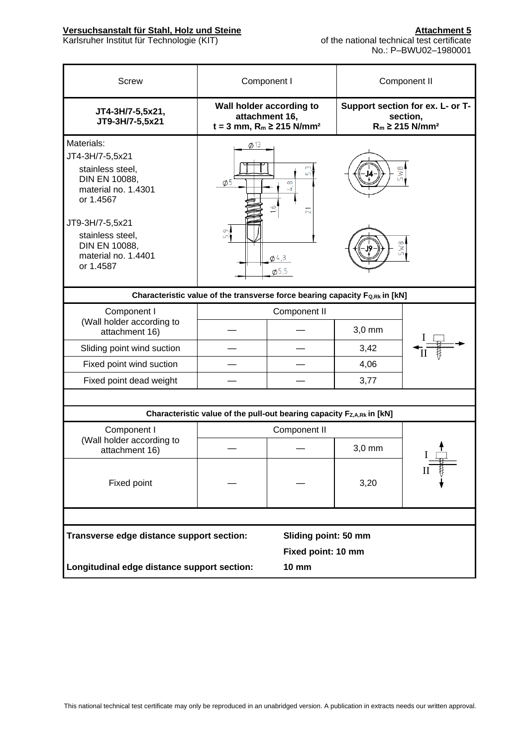**Versuchsanstalt für Stahl, Holz und Steine**
Karlsruher Institut für Technologie (KIT)

**Attachment 5**
of the national technical test certificate
No.: P–BWU02–1980001

| Screw | Component I | Component II |
|---|---|---|
| **JT4-3H/7-5,5x21, JT9-3H/7-5,5x21** | **Wall holder according to attachment 16, t = 3 mm, $R_m \geq 215$ N/mm²** | **Support section for ex. L- or T-section, $R_m \geq 215$ N/mm²** |

Materials:

JT4-3H/7-5,5x21
stainless steel,
DIN EN 10088,
material no. 1.4301
or 1.4567

JT9-3H/7-5,5x21
stainless steel,
DIN EN 10088,
material no. 1.4401
or 1.4587

**Characteristic value of the transverse force bearing capacity $F_{Q,Rk}$ in [kN]**

| Component I (Wall holder according to attachment 16) | Component II | | |
|---|---|---|---|
| | — | — | 3,0 mm |
| Sliding point wind suction | — | — | 3,42 |
| Fixed point wind suction | — | — | 4,06 |
| Fixed point dead weight | — | — | 3,77 |

**Characteristic value of the pull-out bearing capacity $F_{Z,A,Rk}$ in [kN]**

| Component I (Wall holder according to attachment 16) | Component II | | |
|---|---|---|---|
| | — | — | 3,0 mm |
| Fixed point | — | — | 3,20 |

**Transverse edge distance support section:** **Sliding point: 50 mm**
**Fixed point: 10 mm**

**Longitudinal edge distance support section:** **10 mm**

This national technical test certificate may only be reproduced in an unabridged version. A publication in extracts needs our written approval.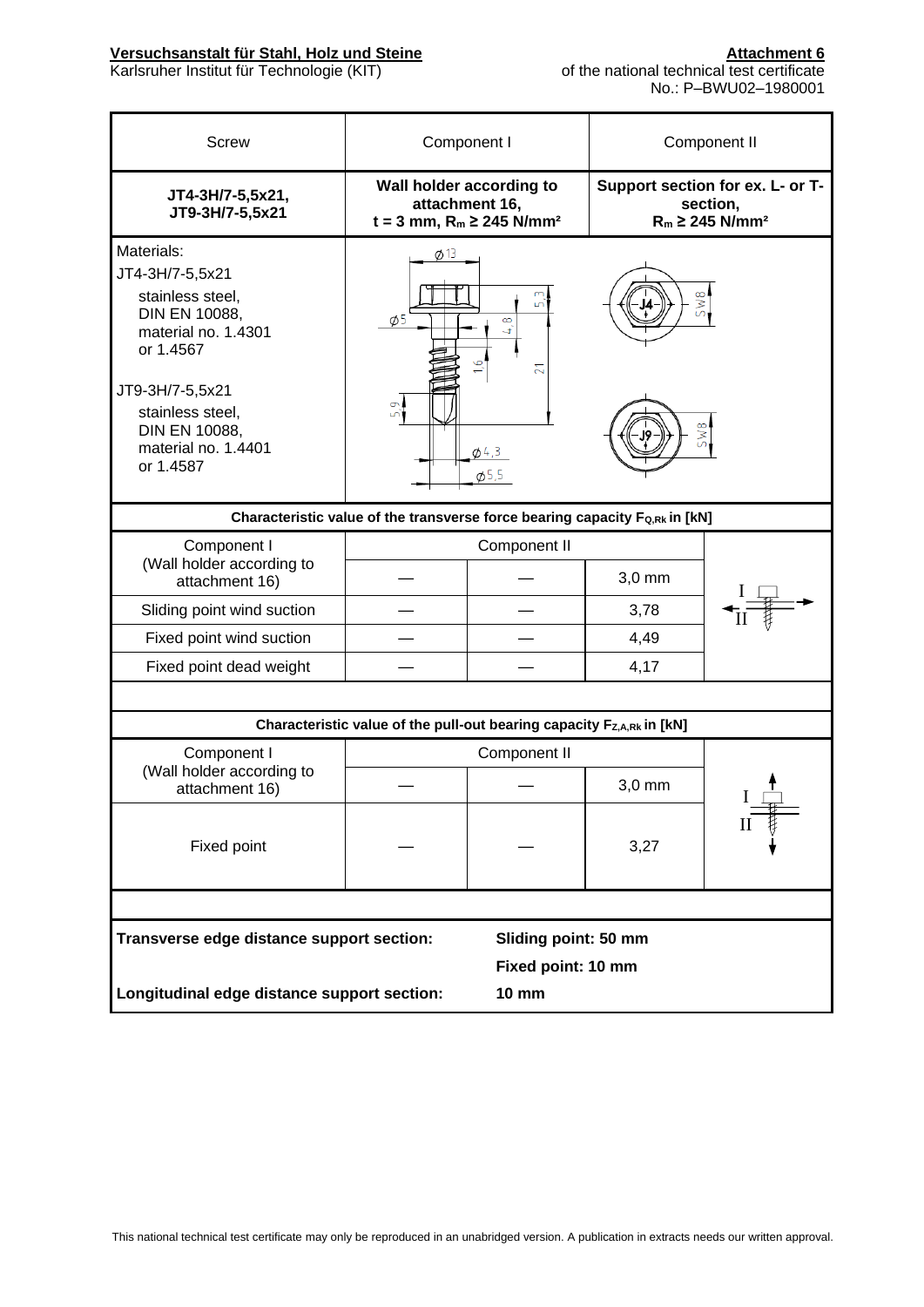**Versuchsanstalt für Stahl, Holz und Steine**
Karlsruher Institut für Technologie (KIT)

**Attachment 6**
of the national technical test certificate
No.: P–BWU02–1980001

| Screw | Component I | Component II |
|---|---|---|
| **JT4-3H/7-5,5x21, JT9-3H/7-5,5x21** | **Wall holder according to attachment 16, t = 3 mm, $R_m$ ≥ 245 N/mm²** | **Support section for ex. L- or T-section, $R_m$ ≥ 245 N/mm²** |
| Materials:<br>JT4-3H/7-5,5x21<br>stainless steel, DIN EN 10088, material no. 1.4301 or 1.4567<br><br>JT9-3H/7-5,5x21<br>stainless steel, DIN EN 10088, material no. 1.4401 or 1.4587 | Ø13, Ø5, 5,3, 4,8, 1,6, 21, 5,9, Ø4,3, Ø5,5 | J4 SW8<br>J9 SW8 |

**Characteristic value of the transverse force bearing capacity $F_{Q,Rk}$ in [kN]**

| Component I (Wall holder according to attachment 16) | Component II | | | |
|---|---|---|---|---|
| | — | — | 3,0 mm | |
| Sliding point wind suction | — | — | 3,78 | |
| Fixed point wind suction | — | — | 4,49 | |
| Fixed point dead weight | — | — | 4,17 | |

**Characteristic value of the pull-out bearing capacity $F_{Z,A,Rk}$ in [kN]**

| Component I (Wall holder according to attachment 16) | Component II | | | |
|---|---|---|---|---|
| | — | — | 3,0 mm | |
| Fixed point | — | — | 3,27 | |

**Transverse edge distance support section:** **Sliding point: 50 mm**
**Fixed point: 10 mm**

**Longitudinal edge distance support section:** **10 mm**

This national technical test certificate may only be reproduced in an unabridged version. A publication in extracts needs our written approval.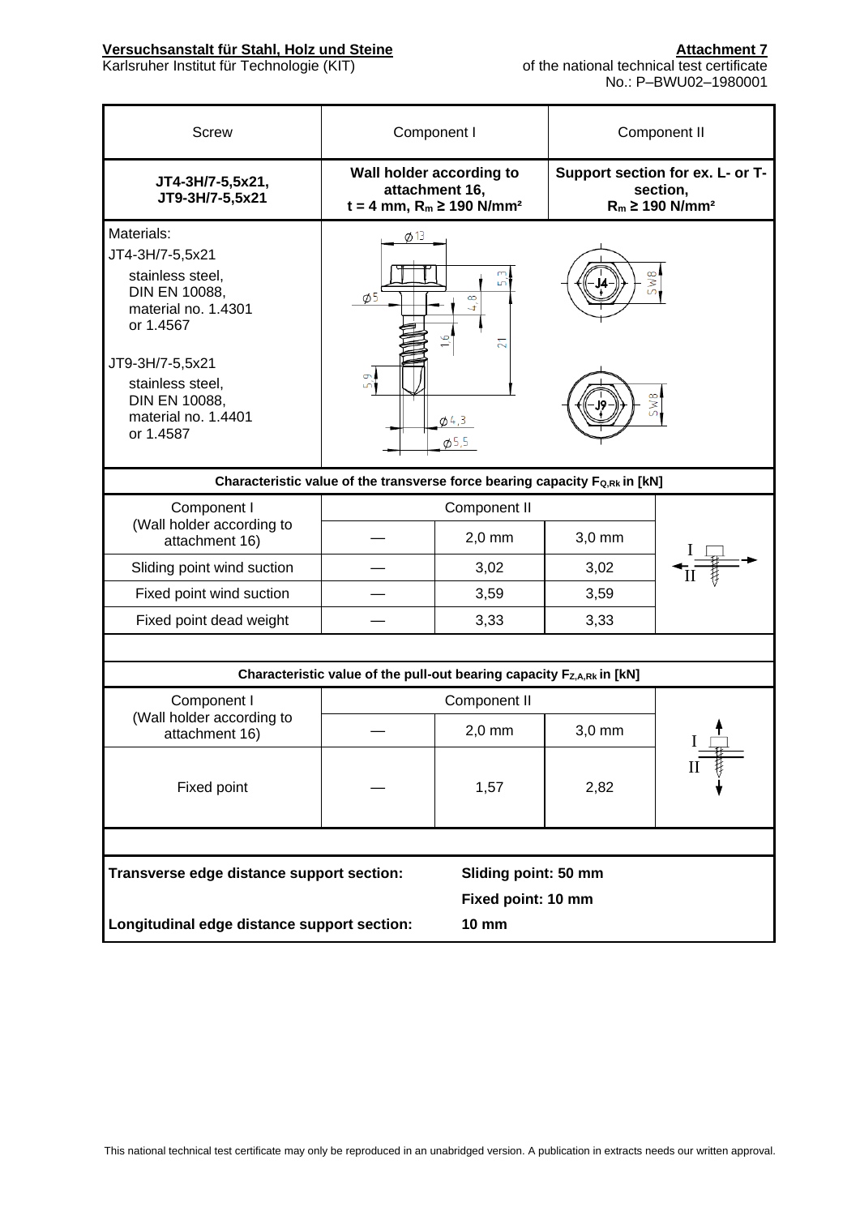**Versuchsanstalt für Stahl, Holz und Steine**
Karlsruher Institut für Technologie (KIT)

**Attachment 7**
of the national technical test certificate
No.: P–BWU02–1980001

| Screw | Component I | Component II |
|---|---|---|
| **JT4-3H/7-5,5x21, JT9-3H/7-5,5x21** | **Wall holder according to attachment 16, t = 4 mm, $R_m$ ≥ 190 N/mm²** | **Support section for ex. L- or T-section, $R_m$ ≥ 190 N/mm²** |
| Materials:<br>JT4-3H/7-5,5x21<br>stainless steel, DIN EN 10088, material no. 1.4301 or 1.4567<br><br>JT9-3H/7-5,5x21<br>stainless steel, DIN EN 10088, material no. 1.4401 or 1.4587 | Ø13, Ø5, 5,3, 4,8, 1,6, 21, 5,9, Ø4,3, Ø5,5 | J4, SW8<br>J9, SW8 |

**Characteristic value of the transverse force bearing capacity $F_{Q,Rk}$ in [kN]**

| Component I (Wall holder according to attachment 16) | Component II | | |
|---|---|---|---|
| | — | 2,0 mm | 3,0 mm |
| Sliding point wind suction | — | 3,02 | 3,02 |
| Fixed point wind suction | — | 3,59 | 3,59 |
| Fixed point dead weight | — | 3,33 | 3,33 |

**Characteristic value of the pull-out bearing capacity $F_{Z,A,Rk}$ in [kN]**

| Component I (Wall holder according to attachment 16) | Component II | | |
|---|---|---|---|
| | — | 2,0 mm | 3,0 mm |
| Fixed point | — | 1,57 | 2,82 |

**Transverse edge distance support section:** **Sliding point: 50 mm**
**Fixed point: 10 mm**

**Longitudinal edge distance support section:** **10 mm**

This national technical test certificate may only be reproduced in an unabridged version. A publication in extracts needs our written approval.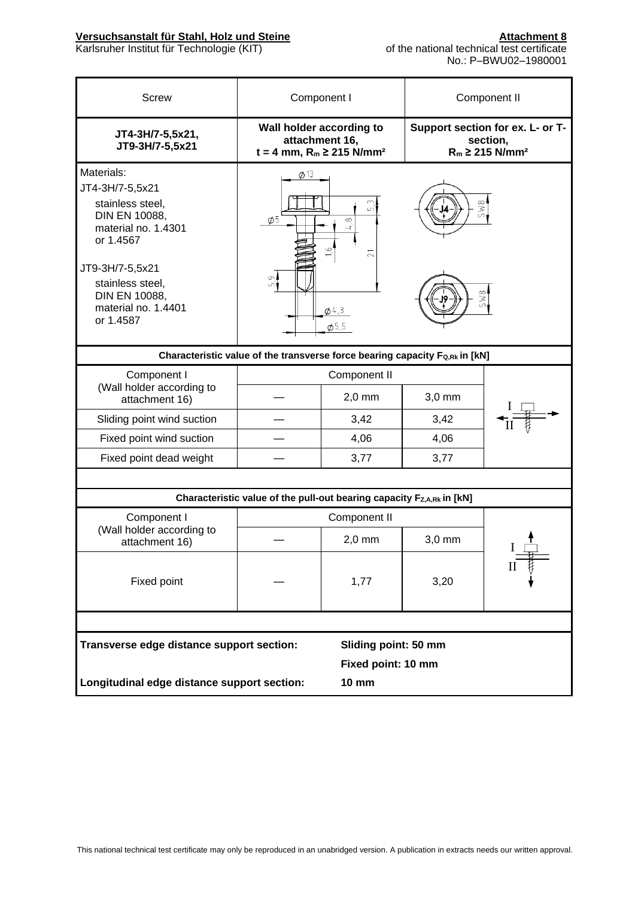**Versuchsanstalt für Stahl, Holz und Steine**
Karlsruher Institut für Technologie (KIT)

**Attachment 8**
of the national technical test certificate
No.: P–BWU02–1980001

| Screw | Component I | Component II |
|---|---|---|
| **JT4-3H/7-5,5x21, JT9-3H/7-5,5x21** | **Wall holder according to attachment 16, t = 4 mm, $R_m$ ≥ 215 N/mm²** | **Support section for ex. L- or T-section, $R_m$ ≥ 215 N/mm²** |

Materials:

JT4-3H/7-5,5x21
stainless steel,
DIN EN 10088,
material no. 1.4301
or 1.4567

JT9-3H/7-5,5x21
stainless steel,
DIN EN 10088,
material no. 1.4401
or 1.4587

**Characteristic value of the transverse force bearing capacity $F_{Q,Rk}$ in [kN]**

| Component I (Wall holder according to attachment 16) | Component II | | |
|---|---|---|---|
| | — | 2,0 mm | 3,0 mm |
| Sliding point wind suction | — | 3,42 | 3,42 |
| Fixed point wind suction | — | 4,06 | 4,06 |
| Fixed point dead weight | — | 3,77 | 3,77 |

**Characteristic value of the pull-out bearing capacity $F_{Z,A,Rk}$ in [kN]**

| Component I (Wall holder according to attachment 16) | Component II | | |
|---|---|---|---|
| | — | 2,0 mm | 3,0 mm |
| Fixed point | — | 1,77 | 3,20 |

**Transverse edge distance support section:** **Sliding point: 50 mm**
**Fixed point: 10 mm**

**Longitudinal edge distance support section:** **10 mm**

This national technical test certificate may only be reproduced in an unabridged version. A publication in extracts needs our written approval.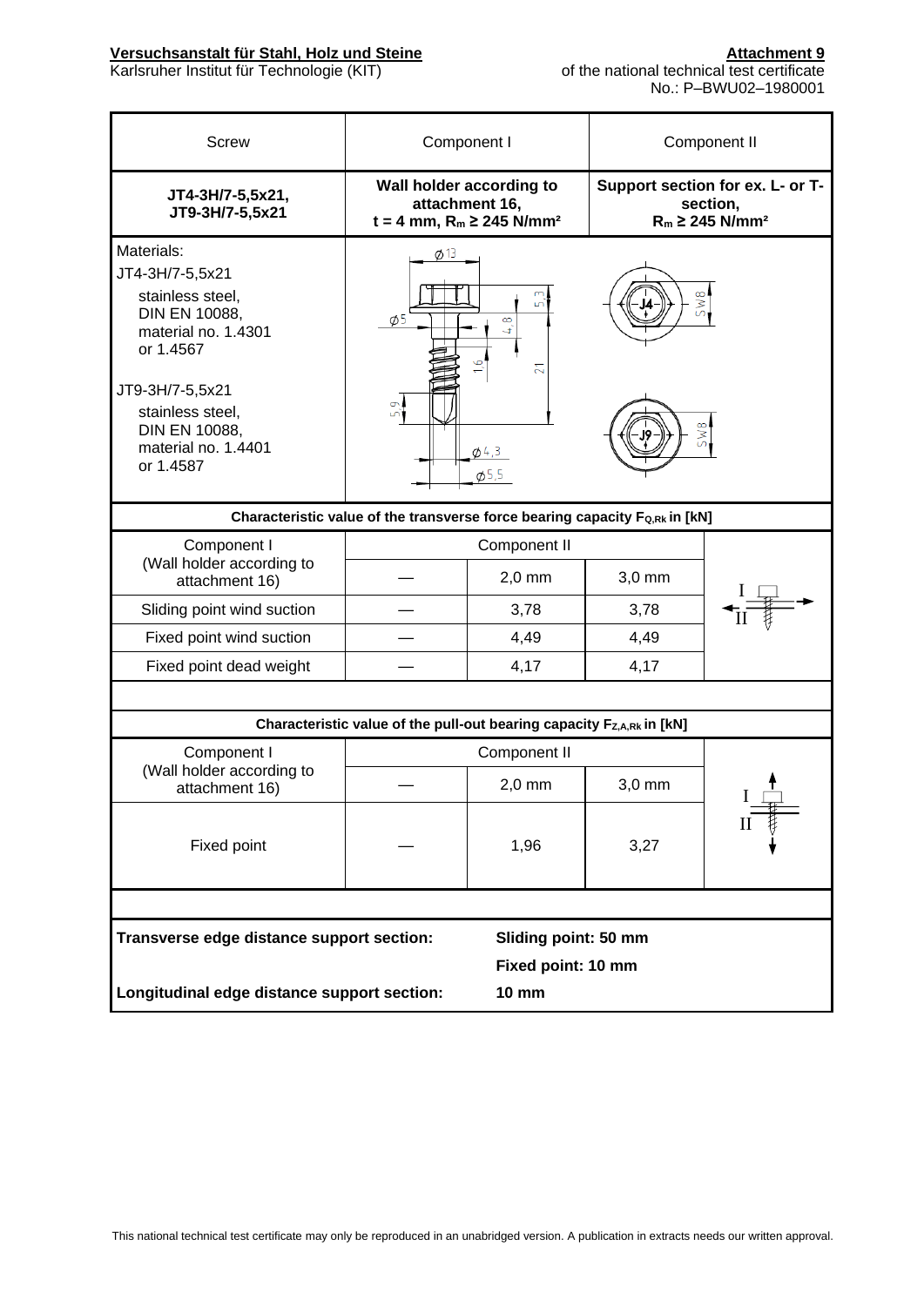| Screw | Component I | Component II |
|---|---|---|
| **JT4-3H/7-5,5x21, JT9-3H/7-5,5x21** | **Wall holder according to attachment 16, t = 4 mm, $R_m$ ≥ 245 N/mm²** | **Support section for ex. L- or T-section, $R_m$ ≥ 245 N/mm²** |
| Materials:<br>JT4-3H/7-5,5x21<br>stainless steel, DIN EN 10088, material no. 1.4301 or 1.4567<br><br>JT9-3H/7-5,5x21<br>stainless steel, DIN EN 10088, material no. 1.4401 or 1.4587 | Ø13, Ø5, 5,3, 4,8, 1,6, 21, 5,9, Ø4,3, Ø5,5 | J4 SW8<br>J9 SW8 |

**Characteristic value of the transverse force bearing capacity $F_{Q,Rk}$ in [kN]**

| Component I (Wall holder according to attachment 16) | Component II | | | |
|---|---|---|---|---|
| | — | 2,0 mm | 3,0 mm | I / II |
| Sliding point wind suction | — | 3,78 | 3,78 | |
| Fixed point wind suction | — | 4,49 | 4,49 | |
| Fixed point dead weight | — | 4,17 | 4,17 | |

**Characteristic value of the pull-out bearing capacity $F_{Z,A,Rk}$ in [kN]**

| Component I (Wall holder according to attachment 16) | Component II | | | |
|---|---|---|---|---|
| | — | 2,0 mm | 3,0 mm | I / II |
| Fixed point | — | 1,96 | 3,27 | |

**Transverse edge distance support section:** **Sliding point: 50 mm**
**Fixed point: 10 mm**

**Longitudinal edge distance support section:** **10 mm**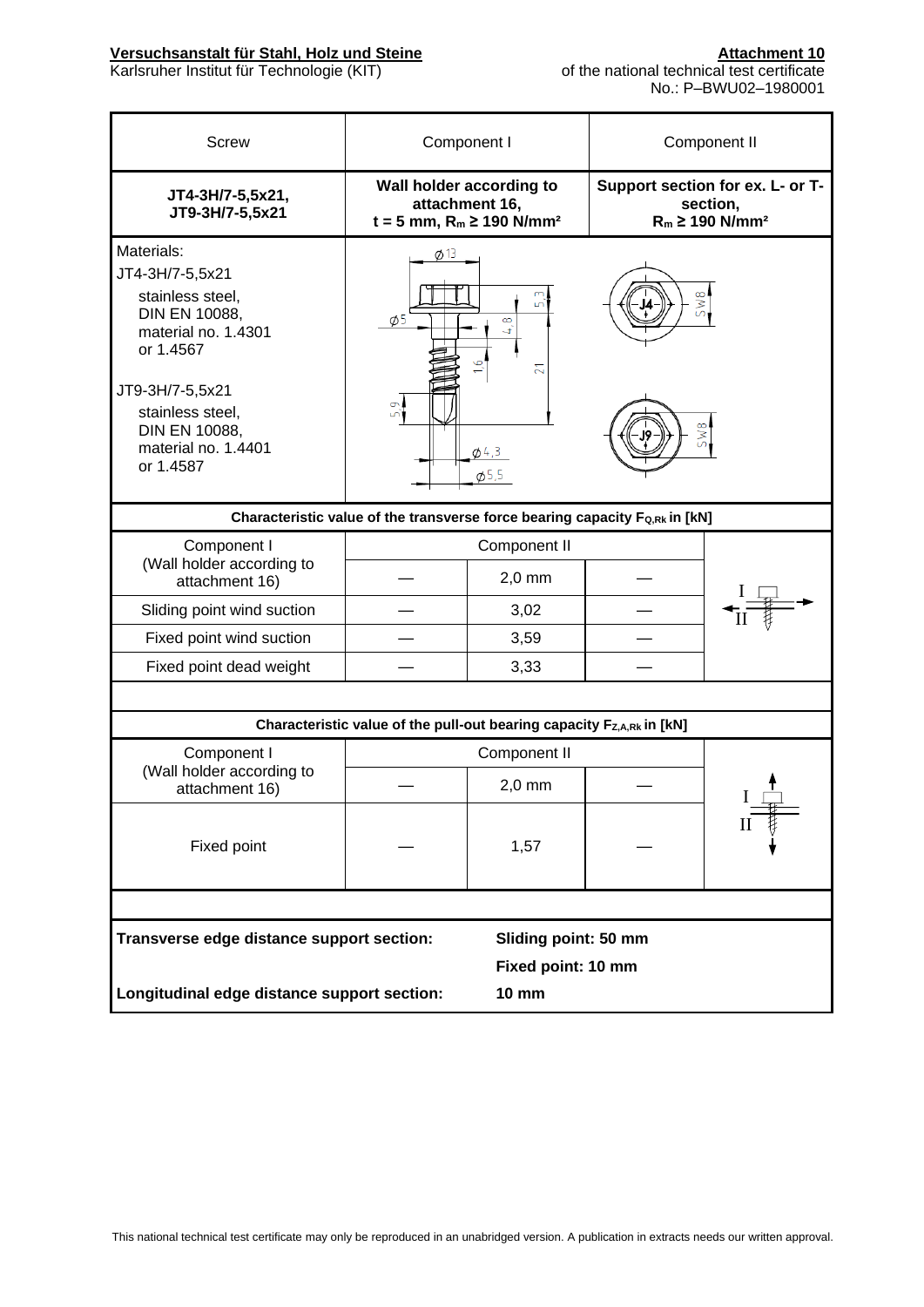**Versuchsanstalt für Stahl, Holz und Steine**
Karlsruher Institut für Technologie (KIT)

**Attachment 10**
of the national technical test certificate
No.: P–BWU02–1980001

| Screw | Component I | Component II |
|---|---|---|
| **JT4-3H/7-5,5x21, JT9-3H/7-5,5x21** | **Wall holder according to attachment 16, t = 5 mm, $R_m$ ≥ 190 N/mm²** | **Support section for ex. L- or T-section, $R_m$ ≥ 190 N/mm²** |
| Materials:<br>JT4-3H/7-5,5x21<br>stainless steel, DIN EN 10088, material no. 1.4301 or 1.4567<br><br>JT9-3H/7-5,5x21<br>stainless steel, DIN EN 10088, material no. 1.4401 or 1.4587 | Ø13, Ø5, 5,3, 4,8, 1,6, 21, 5,9, Ø4,3, Ø5,5 | J4 SW8<br>J9 SW8 |

**Characteristic value of the transverse force bearing capacity $F_{Q,Rk}$ in [kN]**

| Component I (Wall holder according to attachment 16) | Component II | | | |
|---|---|---|---|---|
| | — | 2,0 mm | — | |
| Sliding point wind suction | — | 3,02 | — | |
| Fixed point wind suction | — | 3,59 | — | |
| Fixed point dead weight | — | 3,33 | — | |

**Characteristic value of the pull-out bearing capacity $F_{Z,A,Rk}$ in [kN]**

| Component I (Wall holder according to attachment 16) | Component II | | | |
|---|---|---|---|---|
| | — | 2,0 mm | — | |
| Fixed point | — | 1,57 | — | |

**Transverse edge distance support section:** **Sliding point: 50 mm**
**Fixed point: 10 mm**

**Longitudinal edge distance support section:** **10 mm**

This national technical test certificate may only be reproduced in an unabridged version. A publication in extracts needs our written approval.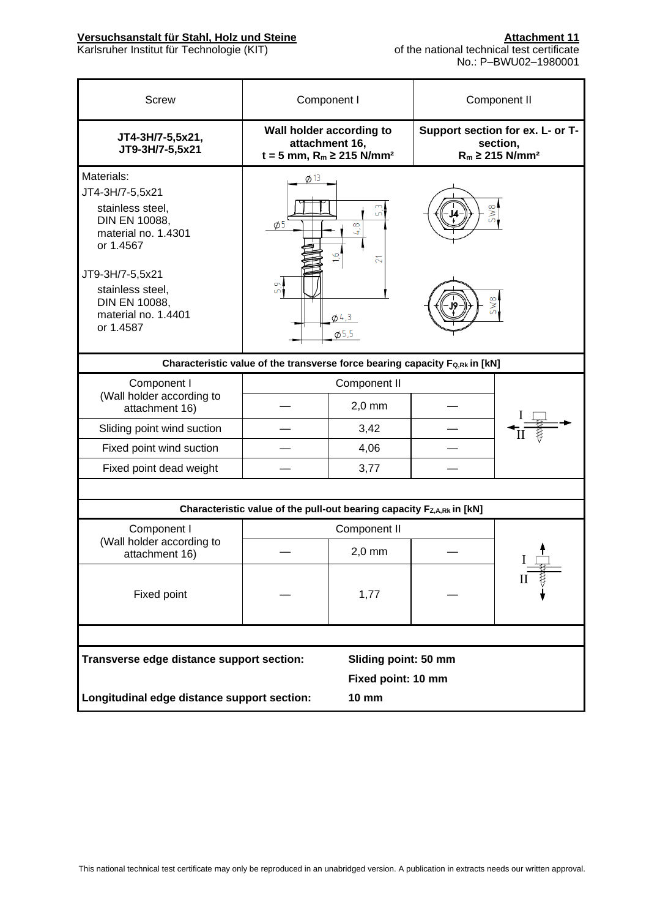**Versuchsanstalt für Stahl, Holz und Steine**
Karlsruher Institut für Technologie (KIT)

**Attachment 11**
of the national technical test certificate
No.: P–BWU02–1980001

| Screw | Component I | Component II |
|---|---|---|
| **JT4-3H/7-5,5x21, JT9-3H/7-5,5x21** | **Wall holder according to attachment 16, t = 5 mm, $R_m$ ≥ 215 N/mm²** | **Support section for ex. L- or T-section, $R_m$ ≥ 215 N/mm²** |
| Materials:<br>JT4-3H/7-5,5x21<br>stainless steel, DIN EN 10088, material no. 1.4301 or 1.4567<br><br>JT9-3H/7-5,5x21<br>stainless steel, DIN EN 10088, material no. 1.4401 or 1.4587 | Ø13, Ø5, 5,3, 4,8, 1,6, 21, 5,9, Ø4,3, Ø5,5 | J4 SW8<br>J9 SW8 |

**Characteristic value of the transverse force bearing capacity $F_{Q,Rk}$ in [kN]**

| Component I (Wall holder according to attachment 16) | Component II | | | |
|---|---|---|---|---|
| | — | 2,0 mm | — | |
| Sliding point wind suction | — | 3,42 | — | |
| Fixed point wind suction | — | 4,06 | — | |
| Fixed point dead weight | — | 3,77 | — | |

**Characteristic value of the pull-out bearing capacity $F_{Z,A,Rk}$ in [kN]**

| Component I (Wall holder according to attachment 16) | Component II | | | |
|---|---|---|---|---|
| | — | 2,0 mm | — | |
| Fixed point | — | 1,77 | — | |

**Transverse edge distance support section:** **Sliding point: 50 mm**
**Fixed point: 10 mm**

**Longitudinal edge distance support section:** **10 mm**

This national technical test certificate may only be reproduced in an unabridged version. A publication in extracts needs our written approval.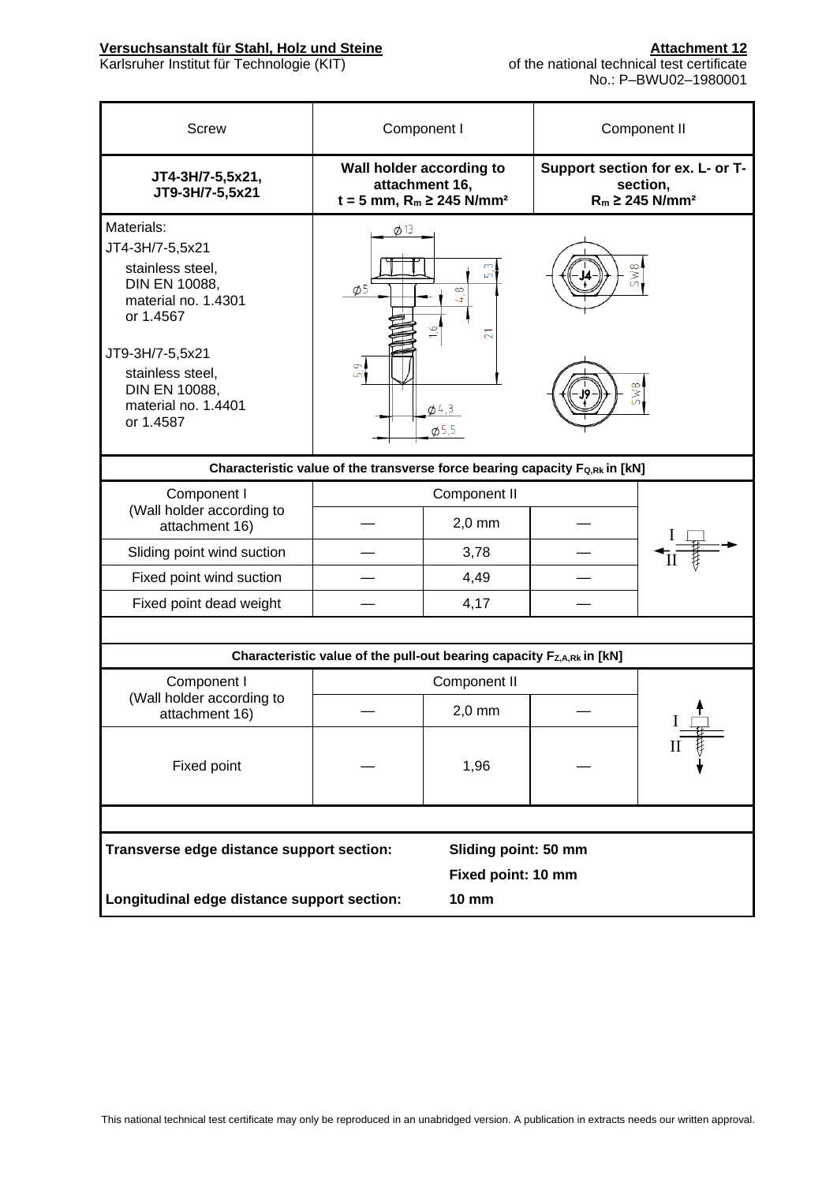**Versuchsanstalt für Stahl, Holz und Steine**
Karlsruher Institut für Technologie (KIT)

**Attachment 12**
of the national technical test certificate
No.: P–BWU02–1980001

| Screw | Component I | Component II |
|---|---|---|
| **JT4-3H/7-5,5x21, JT9-3H/7-5,5x21** | **Wall holder according to attachment 16, t = 5 mm, $R_m \geq 245$ N/mm²** | **Support section for ex. L- or T-section, $R_m \geq 245$ N/mm²** |
| Materials:<br>JT4-3H/7-5,5x21<br>stainless steel, DIN EN 10088, material no. 1.4301 or 1.4567<br><br>JT9-3H/7-5,5x21<br>stainless steel, DIN EN 10088, material no. 1.4401 or 1.4587 | | |

**Characteristic value of the transverse force bearing capacity $F_{Q,Rk}$ in [kN]**

| Component I (Wall holder according to attachment 16) | Component II | | | |
|---|---|---|---|---|
| | — | 2,0 mm | — | |
| Sliding point wind suction | — | 3,78 | — | |
| Fixed point wind suction | — | 4,49 | — | |
| Fixed point dead weight | — | 4,17 | — | |

**Characteristic value of the pull-out bearing capacity $F_{Z,A,Rk}$ in [kN]**

| Component I (Wall holder according to attachment 16) | Component II | | | |
|---|---|---|---|---|
| | — | 2,0 mm | — | |
| Fixed point | — | 1,96 | — | |

**Transverse edge distance support section:** **Sliding point: 50 mm**
**Fixed point: 10 mm**

**Longitudinal edge distance support section:** **10 mm**

This national technical test certificate may only be reproduced in an unabridged version. A publication in extracts needs our written approval.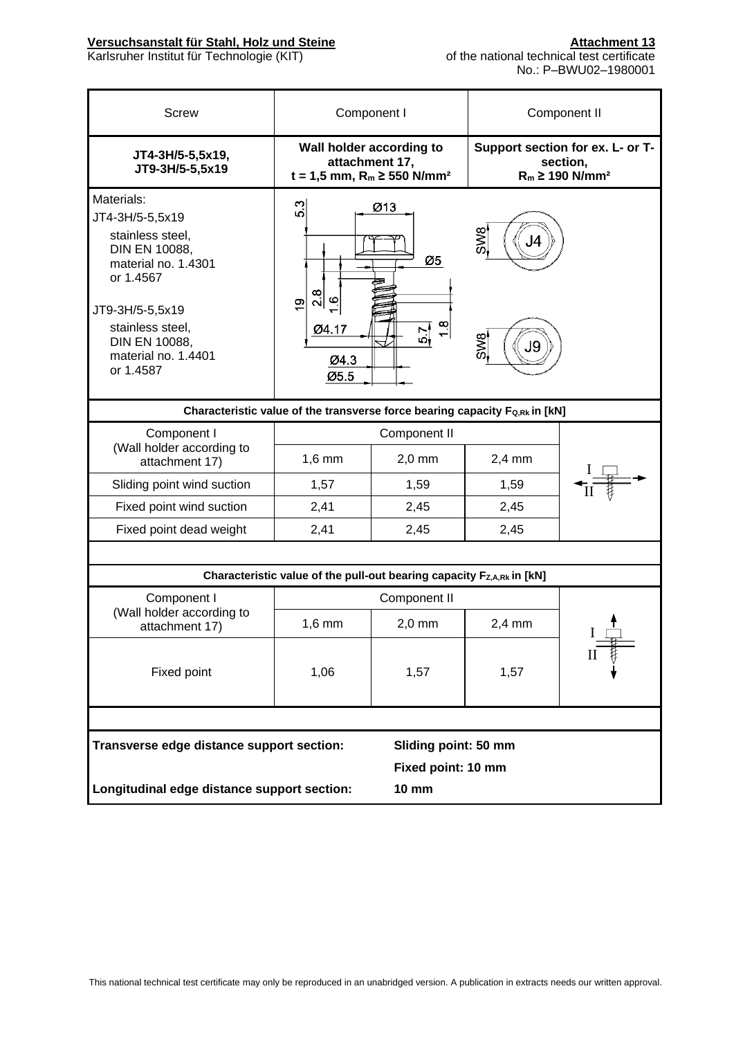**Versuchsanstalt für Stahl, Holz und Steine**
Karlsruher Institut für Technologie (KIT)

**Attachment 13**
of the national technical test certificate
No.: P–BWU02–1980001

| Screw | Component I | Component II |
|---|---|---|
| **JT4-3H/5-5,5x19, JT9-3H/5-5,5x19** | **Wall holder according to attachment 17, t = 1,5 mm, $R_m$ ≥ 550 N/mm²** | **Support section for ex. L- or T-section, $R_m$ ≥ 190 N/mm²** |
| Materials: JT4-3H/5-5,5x19 stainless steel, DIN EN 10088, material no. 1.4301 or 1.4567; JT9-3H/5-5,5x19 stainless steel, DIN EN 10088, material no. 1.4401 or 1.4587 | Ø13, Ø5, Ø4.17, Ø4.3, Ø5.5, 5.3, 19, 2.8, 1.6, 5.7, 1.8 | SW8 J4; SW8 J9 |

**Characteristic value of the transverse force bearing capacity $F_{Q,Rk}$ in [kN]**

| Component I (Wall holder according to attachment 17) | Component II | | |
|---|---|---|---|
| | 1,6 mm | 2,0 mm | 2,4 mm |
| Sliding point wind suction | 1,57 | 1,59 | 1,59 |
| Fixed point wind suction | 2,41 | 2,45 | 2,45 |
| Fixed point dead weight | 2,41 | 2,45 | 2,45 |

**Characteristic value of the pull-out bearing capacity $F_{Z,A,Rk}$ in [kN]**

| Component I (Wall holder according to attachment 17) | Component II | | |
|---|---|---|---|
| | 1,6 mm | 2,0 mm | 2,4 mm |
| Fixed point | 1,06 | 1,57 | 1,57 |

**Transverse edge distance support section:** **Sliding point: 50 mm**
**Fixed point: 10 mm**

**Longitudinal edge distance support section:** **10 mm**

This national technical test certificate may only be reproduced in an unabridged version. A publication in extracts needs our written approval.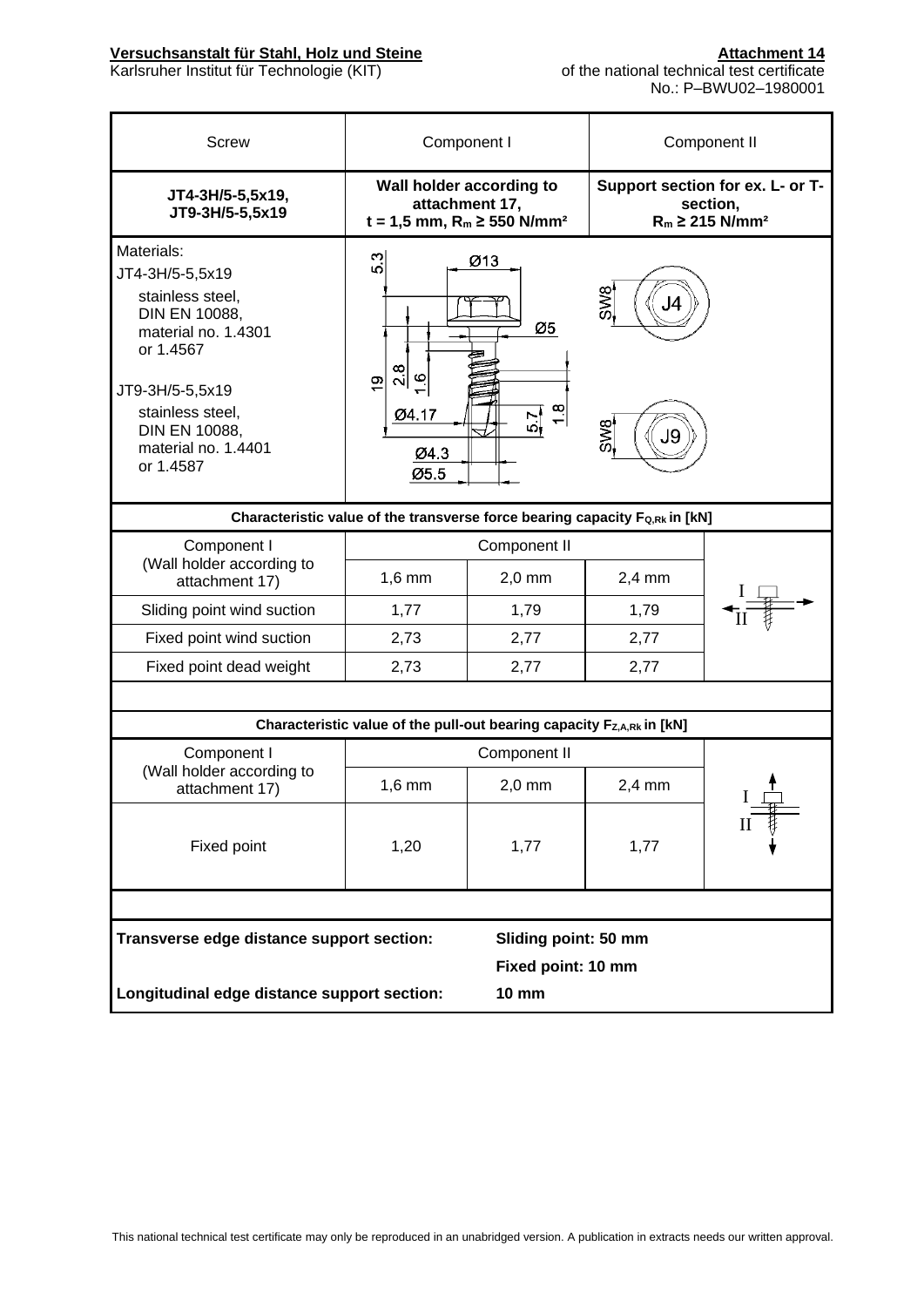**Versuchsanstalt für Stahl, Holz und Steine**
Karlsruher Institut für Technologie (KIT)

**Attachment 14**
of the national technical test certificate
No.: P–BWU02–1980001

| Screw | Component I | Component II |
|---|---|---|
| **JT4-3H/5-5,5x19, JT9-3H/5-5,5x19** | **Wall holder according to attachment 17, t = 1,5 mm, $R_m$ ≥ 550 N/mm²** | **Support section for ex. L- or T-section, $R_m$ ≥ 215 N/mm²** |
| Materials:<br>JT4-3H/5-5,5x19<br>stainless steel, DIN EN 10088, material no. 1.4301 or 1.4567<br><br>JT9-3H/5-5,5x19<br>stainless steel, DIN EN 10088, material no. 1.4401 or 1.4587 | 5.3, Ø13, Ø5, 19, 2.8, 1.6, Ø4.17, 5.7, 1.8, Ø4.3, Ø5.5 | SW8 J4<br>SW8 J9 |

**Characteristic value of the transverse force bearing capacity $F_{Q,Rk}$ in [kN]**

| Component I (Wall holder according to attachment 17) | Component II | | |
|---|---|---|---|
| | 1,6 mm | 2,0 mm | 2,4 mm |
| Sliding point wind suction | 1,77 | 1,79 | 1,79 |
| Fixed point wind suction | 2,73 | 2,77 | 2,77 |
| Fixed point dead weight | 2,73 | 2,77 | 2,77 |

**Characteristic value of the pull-out bearing capacity $F_{Z,A,Rk}$ in [kN]**

| Component I (Wall holder according to attachment 17) | Component II | | |
|---|---|---|---|
| | 1,6 mm | 2,0 mm | 2,4 mm |
| Fixed point | 1,20 | 1,77 | 1,77 |

**Transverse edge distance support section:** **Sliding point: 50 mm**
**Fixed point: 10 mm**

**Longitudinal edge distance support section:** **10 mm**

This national technical test certificate may only be reproduced in an unabridged version. A publication in extracts needs our written approval.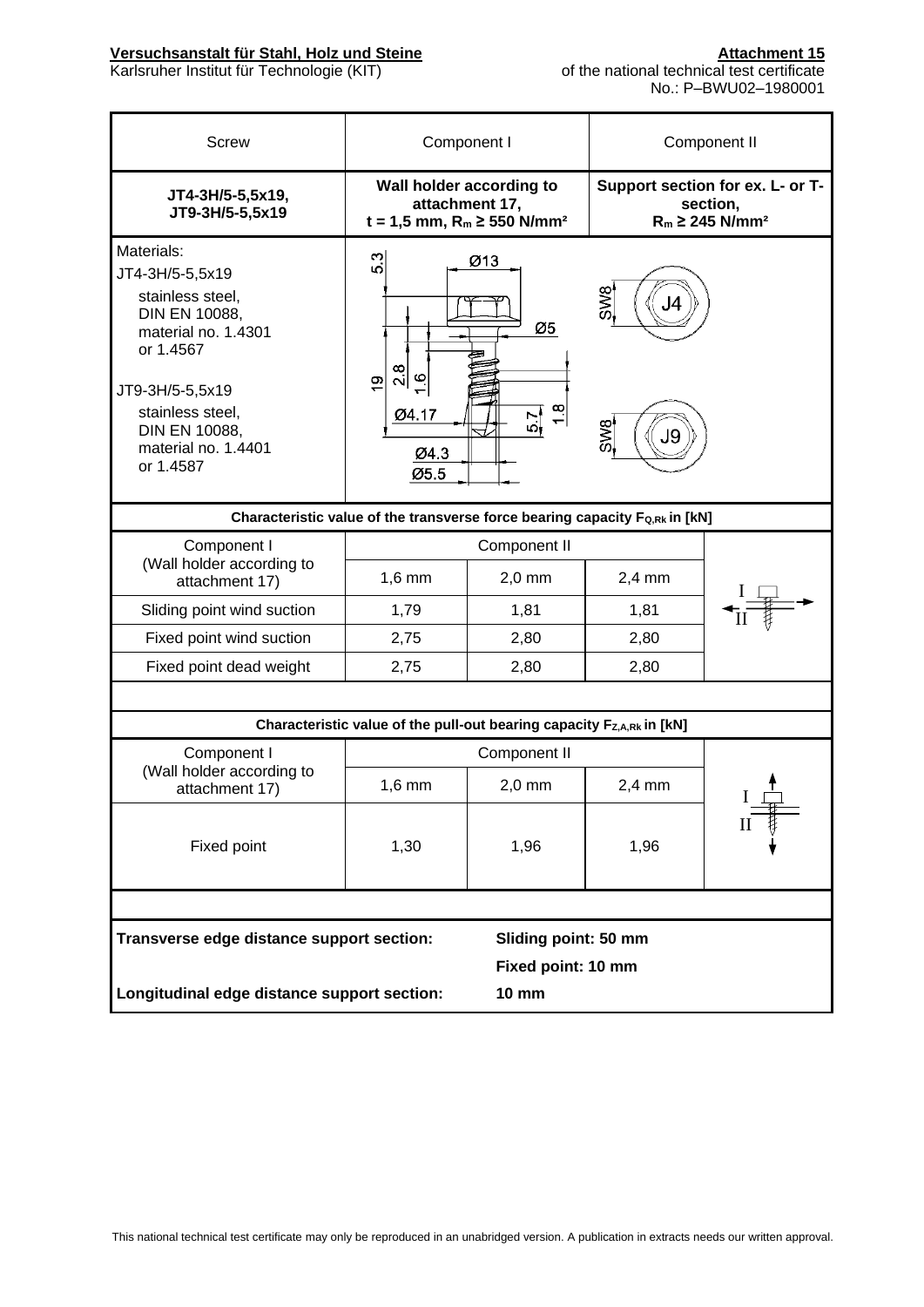**Versuchsanstalt für Stahl, Holz und Steine**
Karlsruher Institut für Technologie (KIT)

**Attachment 15**
of the national technical test certificate
No.: P–BWU02–1980001

| Screw | Component I | Component II |
|---|---|---|
| **JT4-3H/5-5,5x19, JT9-3H/5-5,5x19** | **Wall holder according to attachment 17, t = 1,5 mm, $R_m$ ≥ 550 N/mm²** | **Support section for ex. L- or T-section, $R_m$ ≥ 245 N/mm²** |
| Materials:<br>JT4-3H/5-5,5x19<br>stainless steel, DIN EN 10088, material no. 1.4301 or 1.4567<br><br>JT9-3H/5-5,5x19<br>stainless steel, DIN EN 10088, material no. 1.4401 or 1.4587 | 5.3, Ø13, Ø5, 19, 2.8, 1.6, Ø4.17, 5.7, 1.8, Ø4.3, Ø5.5 | SW8 J4<br>SW8 J9 |

**Characteristic value of the transverse force bearing capacity $F_{Q,Rk}$ in [kN]**

| Component I (Wall holder according to attachment 17) | Component II | | | |
|---|---|---|---|---|
| | 1,6 mm | 2,0 mm | 2,4 mm | |
| Sliding point wind suction | 1,79 | 1,81 | 1,81 | |
| Fixed point wind suction | 2,75 | 2,80 | 2,80 | |
| Fixed point dead weight | 2,75 | 2,80 | 2,80 | |

**Characteristic value of the pull-out bearing capacity $F_{Z,A,Rk}$ in [kN]**

| Component I (Wall holder according to attachment 17) | Component II | | | |
|---|---|---|---|---|
| | 1,6 mm | 2,0 mm | 2,4 mm | |
| Fixed point | 1,30 | 1,96 | 1,96 | |

**Transverse edge distance support section:** **Sliding point: 50 mm**
**Fixed point: 10 mm**

**Longitudinal edge distance support section:** **10 mm**

This national technical test certificate may only be reproduced in an unabridged version. A publication in extracts needs our written approval.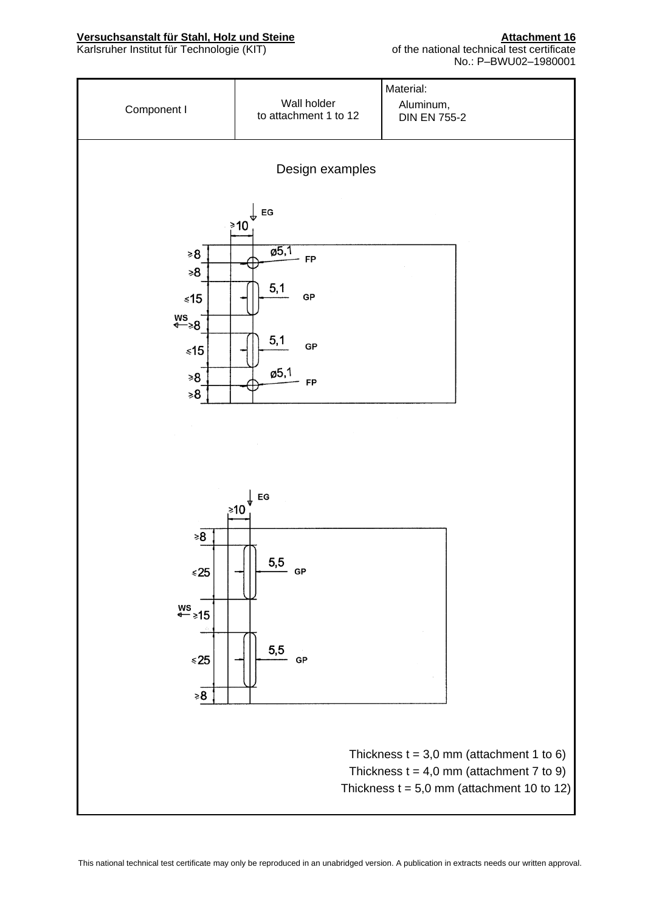**Versuchsanstalt für Stahl, Holz und Steine**
Karlsruher Institut für Technologie (KIT)

**Attachment 16**
of the national technical test certificate
No.: P–BWU02–1980001

| Component I | Wall holder to attachment 1 to 12 | Material: Aluminum, DIN EN 755-2 |
|---|---|---|

## Design examples

EG

≥10

≥8

ø5,1 FP

≥8

≤15

5,1 GP

WS ≥8

≤15

5,1 GP

≥8

ø5,1 FP

≥8

EG

≥10

≥8

≤25

5,5 GP

WS ≥15

≤25

5,5 GP

≥8

Thickness t = 3,0 mm (attachment 1 to 6)
Thickness t = 4,0 mm (attachment 7 to 9)
Thickness t = 5,0 mm (attachment 10 to 12)

This national technical test certificate may only be reproduced in an unabridged version. A publication in extracts needs our written approval.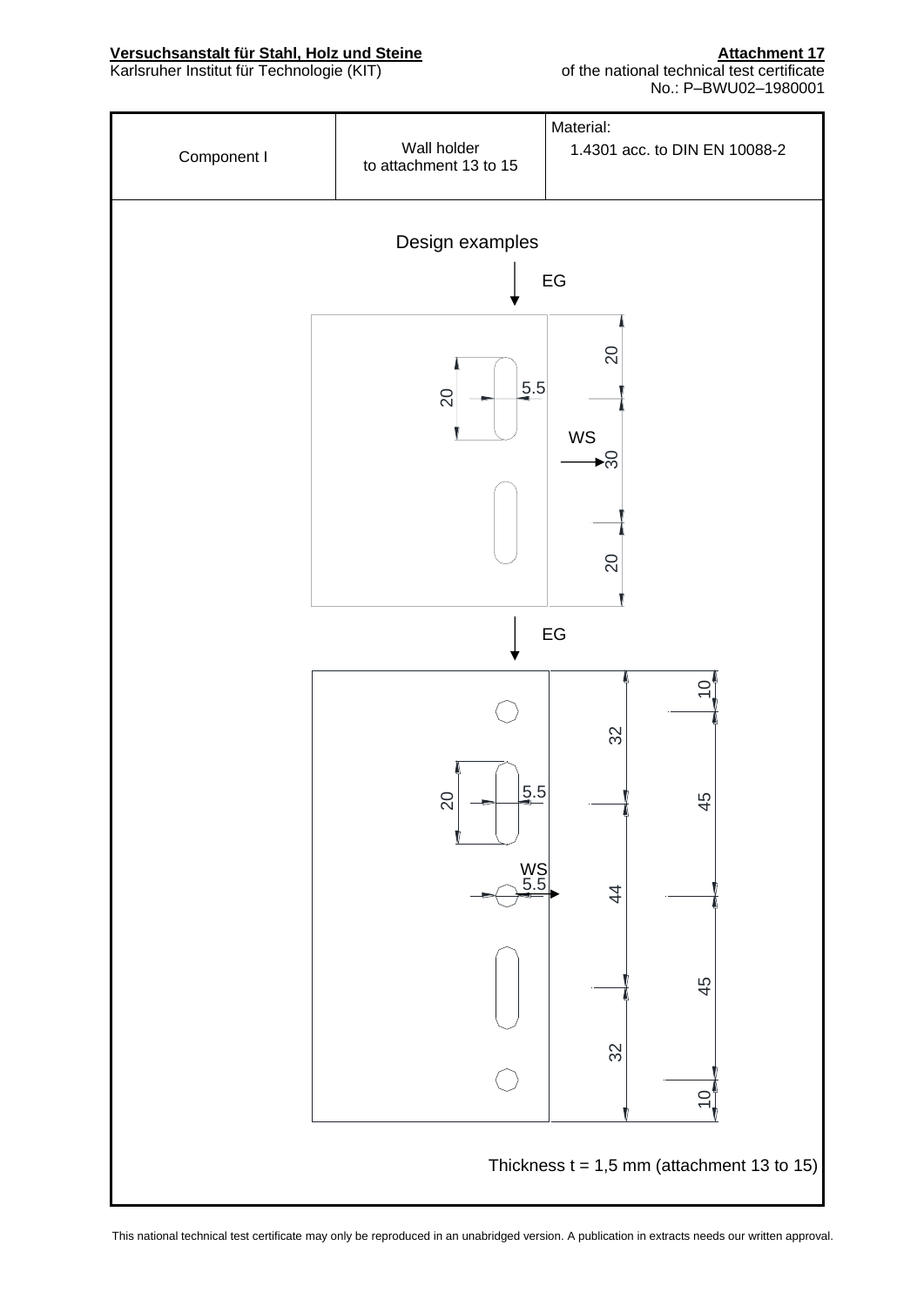**Versuchsanstalt für Stahl, Holz und Steine**
Karlsruher Institut für Technologie (KIT)

**Attachment 17**
of the national technical test certificate
No.: P–BWU02–1980001

| Component I | Wall holder to attachment 13 to 15 | Material: 1.4301 acc. to DIN EN 10088-2 |
| --- | --- | --- |

Design examples

EG

20
5.5
20
WS
30
20

EG

10
32
5.5
20
45
WS
5.5
44
45
32
10

Thickness t = 1,5 mm (attachment 13 to 15)

This national technical test certificate may only be reproduced in an unabridged version. A publication in extracts needs our written approval.